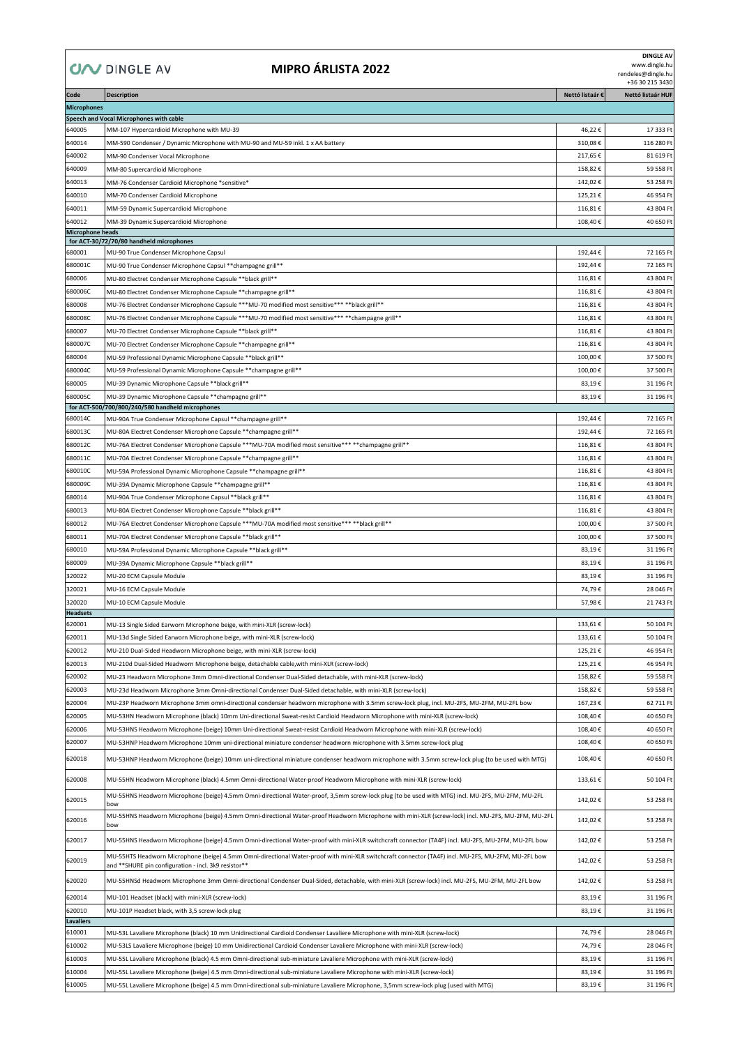# MIPRO ÁRLISTA 2022

DINGLE AV

**DINGLE AV**
www.dingle.hu
rendeles@dingle.hu
+36 30 215 3430

| Code | Description | Nettó listaár € | Nettó listaár HUF |
|---|---|---|---|
| **Microphones** | | | |
| **Speech and Vocal Microphones with cable** | | | |
| 640005 | MM-107 Hypercardioid Microphone with MU-39 | 46,22 € | 17 333 Ft |
| 640014 | MM-590 Condenser / Dynamic Microphone with MU-90 and MU-59 inkl. 1 x AA battery | 310,08 € | 116 280 Ft |
| 640002 | MM-90 Condenser Vocal Microphone | 217,65 € | 81 619 Ft |
| 640009 | MM-80 Supercardioid Microphone | 158,82 € | 59 558 Ft |
| 640013 | MM-76 Condenser Cardioid Microphone *sensitive* | 142,02 € | 53 258 Ft |
| 640010 | MM-70 Condenser Cardioid Microphone | 125,21 € | 46 954 Ft |
| 640011 | MM-59 Dynamic Supercardioid Microphone | 116,81 € | 43 804 Ft |
| 640012 | MM-39 Dynamic Supercardioid Microphone | 108,40 € | 40 650 Ft |
| **Microphone heads** | | | |
| **for ACT-30/72/70/80 handheld microphones** | | | |
| 680001 | MU-90 True Condenser Microphone Capsul | 192,44 € | 72 165 Ft |
| 680001C | MU-90 True Condenser Microphone Capsul **champagne grill** | 192,44 € | 72 165 Ft |
| 680006 | MU-80 Electret Condenser Microphone Capsule **black grill** | 116,81 € | 43 804 Ft |
| 680006C | MU-80 Electret Condenser Microphone Capsule **champagne grill** | 116,81 € | 43 804 Ft |
| 680008 | MU-76 Electret Condenser Microphone Capsule ***MU-70 modified most sensitive*** **black grill** | 116,81 € | 43 804 Ft |
| 680008C | MU-76 Electret Condenser Microphone Capsule ***MU-70 modified most sensitive*** **champagne grill** | 116,81 € | 43 804 Ft |
| 680007 | MU-70 Electret Condenser Microphone Capsule **black grill** | 116,81 € | 43 804 Ft |
| 680007C | MU-70 Electret Condenser Microphone Capsule **champagne grill** | 116,81 € | 43 804 Ft |
| 680004 | MU-59 Professional Dynamic Microphone Capsule **black grill** | 100,00 € | 37 500 Ft |
| 680004C | MU-59 Professional Dynamic Microphone Capsule **champagne grill** | 100,00 € | 37 500 Ft |
| 680005 | MU-39 Dynamic Microphone Capsule **black grill** | 83,19 € | 31 196 Ft |
| 680005C | MU-39 Dynamic Microphone Capsule **champagne grill** | 83,19 € | 31 196 Ft |
| **for ACT-500/700/800/240/580 handheld microphones** | | | |
| 680014C | MU-90A True Condenser Microphone Capsul **champagne grill** | 192,44 € | 72 165 Ft |
| 680013C | MU-80A Electret Condenser Microphone Capsule **champagne grill** | 192,44 € | 72 165 Ft |
| 680012C | MU-76A Electret Condenser Microphone Capsule ***MU-70A modified most sensitive*** **champagne grill** | 116,81 € | 43 804 Ft |
| 680011C | MU-70A Electret Condenser Microphone Capsule **champagne grill** | 116,81 € | 43 804 Ft |
| 680010C | MU-59A Professional Dynamic Microphone Capsule **champagne grill** | 116,81 € | 43 804 Ft |
| 680009C | MU-39A Dynamic Microphone Capsule **champagne grill** | 116,81 € | 43 804 Ft |
| 680014 | MU-90A True Condenser Microphone Capsul **black grill** | 116,81 € | 43 804 Ft |
| 680013 | MU-80A Electret Condenser Microphone Capsule **black grill** | 116,81 € | 43 804 Ft |
| 680012 | MU-76A Electret Condenser Microphone Capsule ***MU-70A modified most sensitive*** **black grill** | 100,00 € | 37 500 Ft |
| 680011 | MU-70A Electret Condenser Microphone Capsule **black grill** | 100,00 € | 37 500 Ft |
| 680010 | MU-59A Professional Dynamic Microphone Capsule **black grill** | 83,19 € | 31 196 Ft |
| 680009 | MU-39A Dynamic Microphone Capsule **black grill** | 83,19 € | 31 196 Ft |
| 320022 | MU-20 ECM Capsule Module | 83,19 € | 31 196 Ft |
| 320021 | MU-16 ECM Capsule Module | 74,79 € | 28 046 Ft |
| 320020 | MU-10 ECM Capsule Module | 57,98 € | 21 743 Ft |
| **Headsets** | | | |
| 620001 | MU-13 Single Sided Earworn Microphone beige, with mini-XLR (screw-lock) | 133,61 € | 50 104 Ft |
| 620011 | MU-13d Single Sided Earworn Microphone beige, with mini-XLR (screw-lock) | 133,61 € | 50 104 Ft |
| 620012 | MU-210 Dual-Sided Headworn Microphone beige, with mini-XLR (screw-lock) | 125,21 € | 46 954 Ft |
| 620013 | MU-210d Dual-Sided Headworn Microphone beige, detachable cable,with mini-XLR (screw-lock) | 125,21 € | 46 954 Ft |
| 620002 | MU-23 Headworn Microphone 3mm Omni-directional Condenser Dual-Sided detachable, with mini-XLR (screw-lock) | 158,82 € | 59 558 Ft |
| 620003 | MU-23d Headworn Microphone 3mm Omni-directional Condenser Dual-Sided detachable, with mini-XLR (screw-lock) | 158,82 € | 59 558 Ft |
| 620004 | MU-23P Headworn Microphone 3mm omni-directional condenser headworn microphone with 3.5mm screw-lock plug, incl. MU-2FS, MU-2FM, MU-2FL bow | 167,23 € | 62 711 Ft |
| 620005 | MU-53HN Headworn Microphone (black) 10mm Uni-directional Sweat-resist Cardioid Headworn Microphone with mini-XLR (screw-lock) | 108,40 € | 40 650 Ft |
| 620006 | MU-53HNS Headworn Microphone (beige) 10mm Uni-directional Sweat-resist Cardioid Headworn Microphone with mini-XLR (screw-lock) | 108,40 € | 40 650 Ft |
| 620007 | MU-53HNP Headworn Microphone 10mm uni-directional miniature condenser headworn microphone with 3.5mm screw-lock plug | 108,40 € | 40 650 Ft |
| 620018 | MU-53HNP Headworn Microphone (beige) 10mm uni-directional miniature condenser headworn microphone with 3.5mm screw-lock plug (to be used with MTG) | 108,40 € | 40 650 Ft |
| 620008 | MU-55HN Headworn Microphone (black) 4.5mm Omni-directional Water-proof Headworn Microphone with mini-XLR (screw-lock) | 133,61 € | 50 104 Ft |
| 620015 | MU-55HNS Headworn Microphone (beige) 4.5mm Omni-directional Water-proof, 3,5mm screw-lock plug (to be used with MTG) incl. MU-2FS, MU-2FM, MU-2FL bow | 142,02 € | 53 258 Ft |
| 620016 | MU-55HNS Headworn Microphone (beige) 4.5mm Omni-directional Water-proof Headworn Microphone with mini-XLR (screw-lock) incl. MU-2FS, MU-2FM, MU-2FL bow | 142,02 € | 53 258 Ft |
| 620017 | MU-55HNS Headworn Microphone (beige) 4.5mm Omni-directional Water-proof with mini-XLR switchcraft connector (TA4F) incl. MU-2FS, MU-2FM, MU-2FL bow | 142,02 € | 53 258 Ft |
| 620019 | MU-55HTS Headworn Microphone (beige) 4.5mm Omni-directional Water-proof with mini-XLR switchcraft connector (TA4F) incl. MU-2FS, MU-2FM, MU-2FL bow and **SHURE pin configuration - incl. 3k9 resistor** | 142,02 € | 53 258 Ft |
| 620020 | MU-55HNSd Headworn Microphone 3mm Omni-directional Condenser Dual-Sided, detachable, with mini-XLR (screw-lock) incl. MU-2FS, MU-2FM, MU-2FL bow | 142,02 € | 53 258 Ft |
| 620014 | MU-101 Headset (black) with mini-XLR (screw-lock) | 83,19 € | 31 196 Ft |
| 620010 | MU-101P Headset black, with 3,5 screw-lock plug | 83,19 € | 31 196 Ft |
| **Lavaliers** | | | |
| 610001 | MU-53L Lavaliere Microphone (black) 10 mm Unidirectional Cardioid Condenser Lavaliere Microphone with mini-XLR (screw-lock) | 74,79 € | 28 046 Ft |
| 610002 | MU-53LS Lavaliere Microphone (beige) 10 mm Unidirectional Cardioid Condenser Lavaliere Microphone with mini-XLR (screw-lock) | 74,79 € | 28 046 Ft |
| 610003 | MU-55L Lavaliere Microphone (black) 4.5 mm Omni-directional sub-miniature Lavaliere Microphone with mini-XLR (screw-lock) | 83,19 € | 31 196 Ft |
| 610004 | MU-55L Lavaliere Microphone (beige) 4.5 mm Omni-directional sub-miniature Lavaliere Microphone with mini-XLR (screw-lock) | 83,19 € | 31 196 Ft |
| 610005 | MU-55L Lavaliere Microphone (beige) 4.5 mm Omni-directional sub-miniature Lavaliere Microphone, 3,5mm screw-lock plug (used with MTG) | 83,19 € | 31 196 Ft |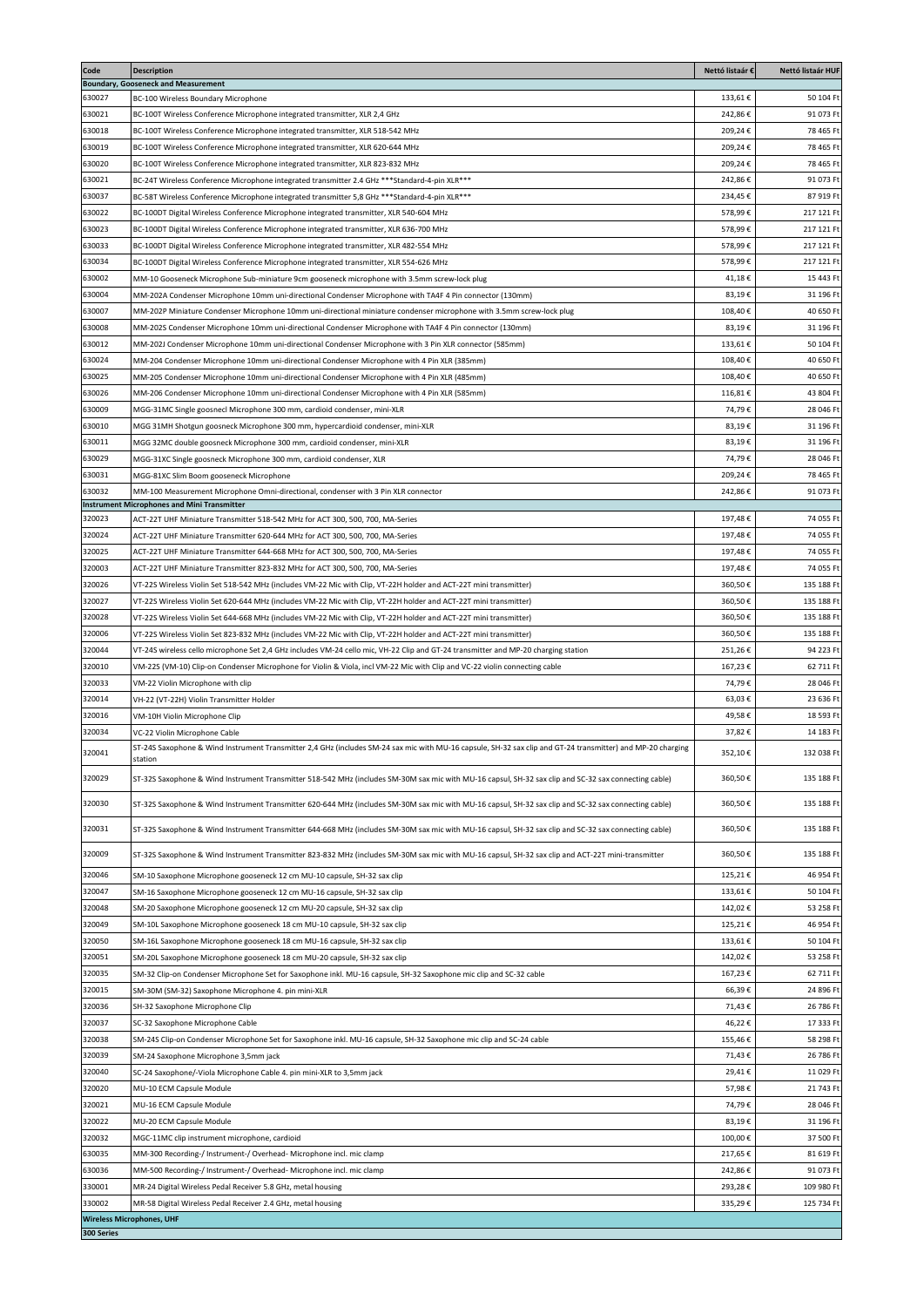| Code | Description | Nettó listaár € | Nettó listaár HUF |
|---|---|---|---|
| **Boundary, Gooseneck and Measurement** | | | |
| 630027 | BC-100 Wireless Boundary Microphone | 133,61 € | 50 104 Ft |
| 630021 | BC-100T Wireless Conference Microphone integrated transmitter, XLR 2,4 GHz | 242,86 € | 91 073 Ft |
| 630018 | BC-100T Wireless Conference Microphone integrated transmitter, XLR 518-542 MHz | 209,24 € | 78 465 Ft |
| 630019 | BC-100T Wireless Conference Microphone integrated transmitter, XLR 620-644 MHz | 209,24 € | 78 465 Ft |
| 630020 | BC-100T Wireless Conference Microphone integrated transmitter, XLR 823-832 MHz | 209,24 € | 78 465 Ft |
| 630021 | BC-24T Wireless Conference Microphone integrated transmitter 2.4 GHz ***Standard-4-pin XLR*** | 242,86 € | 91 073 Ft |
| 630037 | BC-58T Wireless Conference Microphone integrated transmitter 5,8 GHz ***Standard-4-pin XLR*** | 234,45 € | 87 919 Ft |
| 630022 | BC-100DT Digital Wireless Conference Microphone integrated transmitter, XLR 540-604 MHz | 578,99 € | 217 121 Ft |
| 630023 | BC-100DT Digital Wireless Conference Microphone integrated transmitter, XLR 636-700 MHz | 578,99 € | 217 121 Ft |
| 630033 | BC-100DT Digital Wireless Conference Microphone integrated transmitter, XLR 482-554 MHz | 578,99 € | 217 121 Ft |
| 630034 | BC-100DT Digital Wireless Conference Microphone integrated transmitter, XLR 554-626 MHz | 578,99 € | 217 121 Ft |
| 630002 | MM-10 Gooseneck Microphone Sub-miniature 9cm gooseneck microphone with 3.5mm screw-lock plug | 41,18 € | 15 443 Ft |
| 630004 | MM-202A Condenser Microphone 10mm uni-directional Condenser Microphone with TA4F 4 Pin connector (130mm) | 83,19 € | 31 196 Ft |
| 630007 | MM-202P Miniature Condenser Microphone 10mm uni-directional miniature condenser microphone with 3.5mm screw-lock plug | 108,40 € | 40 650 Ft |
| 630008 | MM-202S Condenser Microphone 10mm uni-directional Condenser Microphone with TA4F 4 Pin connector (130mm) | 83,19 € | 31 196 Ft |
| 630012 | MM-202J Condenser Microphone 10mm uni-directional Condenser Microphone with 3 Pin XLR connector (585mm) | 133,61 € | 50 104 Ft |
| 630024 | MM-204 Condenser Microphone 10mm uni-directional Condenser Microphone with 4 Pin XLR (385mm) | 108,40 € | 40 650 Ft |
| 630025 | MM-205 Condenser Microphone 10mm uni-directional Condenser Microphone with 4 Pin XLR (485mm) | 108,40 € | 40 650 Ft |
| 630026 | MM-206 Condenser Microphone 10mm uni-directional Condenser Microphone with 4 Pin XLR (585mm) | 116,81 € | 43 804 Ft |
| 630009 | MGG-31MC Single goosnecl Microphone 300 mm, cardioid condenser, mini-XLR | 74,79 € | 28 046 Ft |
| 630010 | MGG 31MH Shotgun goosneck Microphone 300 mm, hypercardioid condenser, mini-XLR | 83,19 € | 31 196 Ft |
| 630011 | MGG 32MC double goosneck Microphone 300 mm, cardioid condenser, mini-XLR | 83,19 € | 31 196 Ft |
| 630029 | MGG-31XC Single gooseneck Microphone 300 mm, cardioid condenser, XLR | 74,79 € | 28 046 Ft |
| 630031 | MGG-81XC Slim Boom gooseneck Microphone | 209,24 € | 78 465 Ft |
| 630032 | MM-100 Measurement Microphone Omni-directional, condenser with 3 Pin XLR connector | 242,86 € | 91 073 Ft |
| **Instrument Microphones and Mini Transmitter** | | | |
| 320023 | ACT-22T UHF Miniature Transmitter 518-542 MHz for ACT 300, 500, 700, MA-Series | 197,48 € | 74 055 Ft |
| 320024 | ACT-22T UHF Miniature Transmitter 620-644 MHz for ACT 300, 500, 700, MA-Series | 197,48 € | 74 055 Ft |
| 320025 | ACT-22T UHF Miniature Transmitter 644-668 MHz for ACT 300, 500, 700, MA-Series | 197,48 € | 74 055 Ft |
| 320003 | ACT-22T UHF Miniature Transmitter 823-832 MHz for ACT 300, 500, 700, MA-Series | 197,48 € | 74 055 Ft |
| 320026 | VT-22S Wireless Violin Set 518-542 MHz (includes VM-22 Mic with Clip, VT-22H holder and ACT-22T mini transmitter) | 360,50 € | 135 188 Ft |
| 320027 | VT-22S Wireless Violin Set 620-644 MHz (includes VM-22 Mic with Clip, VT-22H holder and ACT-22T mini transmitter) | 360,50 € | 135 188 Ft |
| 320028 | VT-22S Wireless Violin Set 644-668 MHz (includes VM-22 Mic with Clip, VT-22H holder and ACT-22T mini transmitter) | 360,50 € | 135 188 Ft |
| 320006 | VT-22S Wireless Violin Set 823-832 MHz (includes VM-22 Mic with Clip, VT-22H holder and ACT-22T mini transmitter) | 360,50 € | 135 188 Ft |
| 320044 | VT-24S wireless cello microphone Set 2,4 GHz includes VM-24 cello mic, VH-22 Clip and GT-24 transmitter and MP-20 charging station | 251,26 € | 94 223 Ft |
| 320010 | VM-22S (VM-10) Clip-on Condenser Microphone for Violin & Viola, incl VM-22 Mic with Clip and VC-22 violin connecting cable | 167,23 € | 62 711 Ft |
| 320033 | VM-22 Violin Microphone with clip | 74,79 € | 28 046 Ft |
| 320014 | VH-22 (VT-22H) Violin Transmitter Holder | 63,03 € | 23 636 Ft |
| 320016 | VM-10H Violin Microphone Clip | 49,58 € | 18 593 Ft |
| 320034 | VC-22 Violin Microphone Cable | 37,82 € | 14 183 Ft |
| 320041 | ST-24S Saxophone & Wind Instrument Transmitter 2,4 GHz (includes SM-24 sax mic with MU-16 capsule, SH-32 sax clip and GT-24 transmitter) and MP-20 charging station | 352,10 € | 132 038 Ft |
| 320029 | ST-32S Saxophone & Wind Instrument Transmitter 518-542 MHz (includes SM-30M sax mic with MU-16 capsul, SH-32 sax clip and SC-32 sax connecting cable) | 360,50 € | 135 188 Ft |
| 320030 | ST-32S Saxophone & Wind Instrument Transmitter 620-644 MHz (includes SM-30M sax mic with MU-16 capsul, SH-32 sax clip and SC-32 sax connecting cable) | 360,50 € | 135 188 Ft |
| 320031 | ST-32S Saxophone & Wind Instrument Transmitter 644-668 MHz (includes SM-30M sax mic with MU-16 capsul, SH-32 sax clip and SC-32 sax connecting cable) | 360,50 € | 135 188 Ft |
| 320009 | ST-32S Saxophone & Wind Instrument Transmitter 823-832 MHz (includes SM-30M sax mic with MU-16 capsul, SH-32 sax clip and ACT-22T mini-transmitter | 360,50 € | 135 188 Ft |
| 320046 | SM-10 Saxophone Microphone gooseneck 12 cm MU-10 capsule, SH-32 sax clip | 125,21 € | 46 954 Ft |
| 320047 | SM-16 Saxophone Microphone gooseneck 12 cm MU-16 capsule, SH-32 sax clip | 133,61 € | 50 104 Ft |
| 320048 | SM-20 Saxophone Microphone gooseneck 12 cm MU-20 capsule, SH-32 sax clip | 142,02 € | 53 258 Ft |
| 320049 | SM-10L Saxophone Microphone gooseneck 18 cm MU-10 capsule, SH-32 sax clip | 125,21 € | 46 954 Ft |
| 320050 | SM-16L Saxophone Microphone gooseneck 18 cm MU-16 capsule, SH-32 sax clip | 133,61 € | 50 104 Ft |
| 320051 | SM-20L Saxophone Microphone gooseneck 18 cm MU-20 capsule, SH-32 sax clip | 142,02 € | 53 258 Ft |
| 320035 | SM-32 Clip-on Condenser Microphone Set for Saxophone inkl. MU-16 capsule, SH-32 Saxophone mic clip and SC-32 cable | 167,23 € | 62 711 Ft |
| 320015 | SM-30M (SM-32) Saxophone Microphone 4. pin mini-XLR | 66,39 € | 24 896 Ft |
| 320036 | SH-32 Saxophone Microphone Clip | 71,43 € | 26 786 Ft |
| 320037 | SC-32 Saxophone Microphone Cable | 46,22 € | 17 333 Ft |
| 320038 | SM-24S Clip-on Condenser Microphone Set for Saxophone inkl. MU-16 capsule, SH-32 Saxophone mic clip and SC-24 cable | 155,46 € | 58 298 Ft |
| 320039 | SM-24 Saxophone Microphone 3,5mm jack | 71,43 € | 26 786 Ft |
| 320040 | SC-24 Saxophone/-Viola Microphone Cable 4. pin mini-XLR to 3,5mm jack | 29,41 € | 11 029 Ft |
| 320020 | MU-10 ECM Capsule Module | 57,98 € | 21 743 Ft |
| 320021 | MU-16 ECM Capsule Module | 74,79 € | 28 046 Ft |
| 320022 | MU-20 ECM Capsule Module | 83,19 € | 31 196 Ft |
| 320032 | MGC-11MC clip instrument microphone, cardioid | 100,00 € | 37 500 Ft |
| 630035 | MM-300 Recording-/ Instrument-/ Overhead- Microphone incl. mic clamp | 217,65 € | 81 619 Ft |
| 630036 | MM-500 Recording-/ Instrument-/ Overhead- Microphone incl. mic clamp | 242,86 € | 91 073 Ft |
| 330001 | MR-24 Digital Wireless Pedal Receiver 5.8 GHz, metal housing | 293,28 € | 109 980 Ft |
| 330002 | MR-58 Digital Wireless Pedal Receiver 2.4 GHz, metal housing | 335,29 € | 125 734 Ft |
| **Wireless Microphones, UHF** | | | |
| **300 Series** | | | |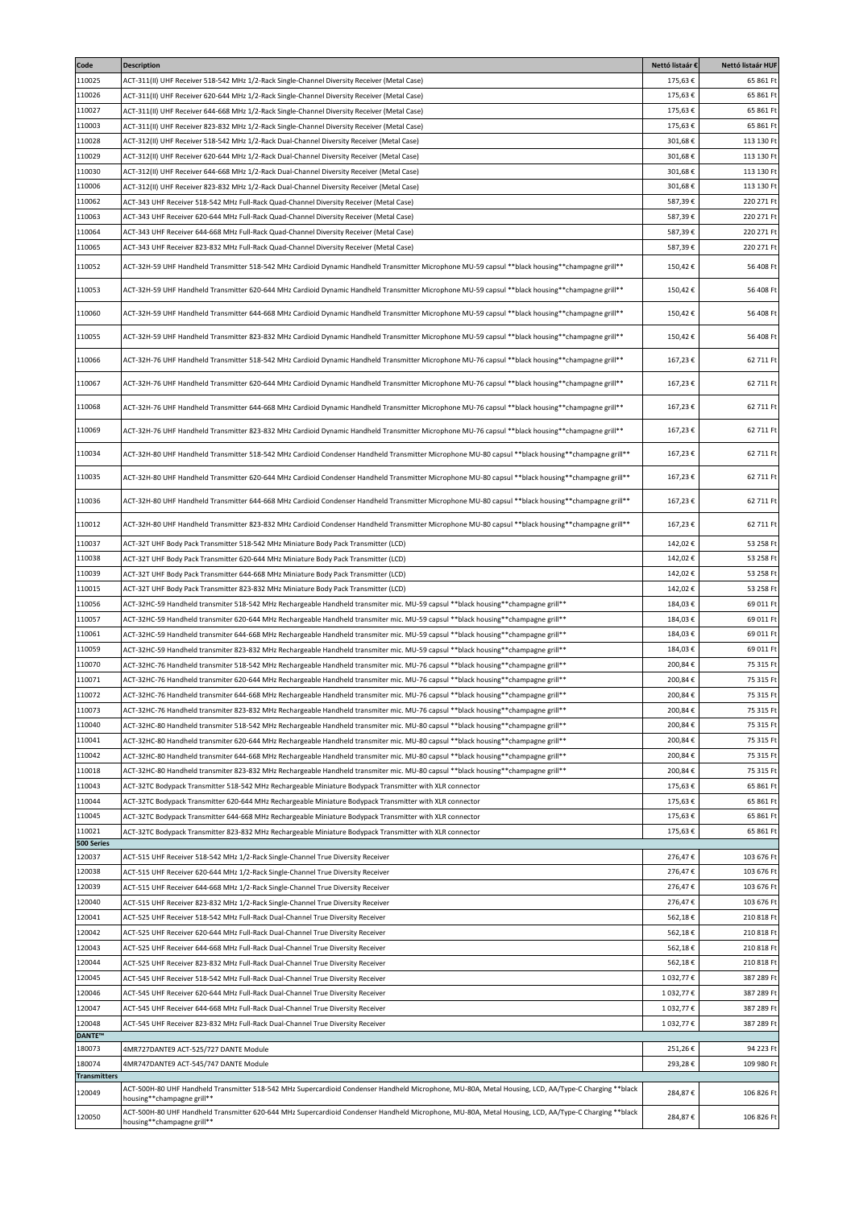| Code | Description | Nettó listaár € | Nettó listaár HUF |
|---|---|---|---|
| 110025 | ACT-311(II) UHF Receiver 518-542 MHz 1/2-Rack Single-Channel Diversity Receiver (Metal Case) | 175,63 € | 65 861 Ft |
| 110026 | ACT-311(II) UHF Receiver 620-644 MHz 1/2-Rack Single-Channel Diversity Receiver (Metal Case) | 175,63 € | 65 861 Ft |
| 110027 | ACT-311(II) UHF Receiver 644-668 MHz 1/2-Rack Single-Channel Diversity Receiver (Metal Case) | 175,63 € | 65 861 Ft |
| 110003 | ACT-311(II) UHF Receiver 823-832 MHz 1/2-Rack Single-Channel Diversity Receiver (Metal Case) | 175,63 € | 65 861 Ft |
| 110028 | ACT-312(II) UHF Receiver 518-542 MHz 1/2-Rack Dual-Channel Diversity Receiver (Metal Case) | 301,68 € | 113 130 Ft |
| 110029 | ACT-312(II) UHF Receiver 620-644 MHz 1/2-Rack Dual-Channel Diversity Receiver (Metal Case) | 301,68 € | 113 130 Ft |
| 110030 | ACT-312(II) UHF Receiver 644-668 MHz 1/2-Rack Dual-Channel Diversity Receiver (Metal Case) | 301,68 € | 113 130 Ft |
| 110006 | ACT-312(II) UHF Receiver 823-832 MHz 1/2-Rack Dual-Channel Diversity Receiver (Metal Case) | 301,68 € | 113 130 Ft |
| 110062 | ACT-343 UHF Receiver 518-542 MHz Full-Rack Quad-Channel Diversity Receiver (Metal Case) | 587,39 € | 220 271 Ft |
| 110063 | ACT-343 UHF Receiver 620-644 MHz Full-Rack Quad-Channel Diversity Receiver (Metal Case) | 587,39 € | 220 271 Ft |
| 110064 | ACT-343 UHF Receiver 644-668 MHz Full-Rack Quad-Channel Diversity Receiver (Metal Case) | 587,39 € | 220 271 Ft |
| 110065 | ACT-343 UHF Receiver 823-832 MHz Full-Rack Quad-Channel Diversity Receiver (Metal Case) | 587,39 € | 220 271 Ft |
| 110052 | ACT-32H-59 UHF Handheld Transmitter 518-542 MHz Cardioid Dynamic Handheld Transmitter Microphone MU-59 capsul **black housing**champagne grill** | 150,42 € | 56 408 Ft |
| 110053 | ACT-32H-59 UHF Handheld Transmitter 620-644 MHz Cardioid Dynamic Handheld Transmitter Microphone MU-59 capsul **black housing**champagne grill** | 150,42 € | 56 408 Ft |
| 110060 | ACT-32H-59 UHF Handheld Transmitter 644-668 MHz Cardioid Dynamic Handheld Transmitter Microphone MU-59 capsul **black housing**champagne grill** | 150,42 € | 56 408 Ft |
| 110055 | ACT-32H-59 UHF Handheld Transmitter 823-832 MHz Cardioid Dynamic Handheld Transmitter Microphone MU-59 capsul **black housing**champagne grill** | 150,42 € | 56 408 Ft |
| 110066 | ACT-32H-76 UHF Handheld Transmitter 518-542 MHz Cardioid Dynamic Handheld Transmitter Microphone MU-76 capsul **black housing**champagne grill** | 167,23 € | 62 711 Ft |
| 110067 | ACT-32H-76 UHF Handheld Transmitter 620-644 MHz Cardioid Dynamic Handheld Transmitter Microphone MU-76 capsul **black housing**champagne grill** | 167,23 € | 62 711 Ft |
| 110068 | ACT-32H-76 UHF Handheld Transmitter 644-668 MHz Cardioid Dynamic Handheld Transmitter Microphone MU-76 capsul **black housing**champagne grill** | 167,23 € | 62 711 Ft |
| 110069 | ACT-32H-76 UHF Handheld Transmitter 823-832 MHz Cardioid Dynamic Handheld Transmitter Microphone MU-76 capsul **black housing**champagne grill** | 167,23 € | 62 711 Ft |
| 110034 | ACT-32H-80 UHF Handheld Transmitter 518-542 MHz Cardioid Condenser Handheld Transmitter Microphone MU-80 capsul **black housing**champagne grill** | 167,23 € | 62 711 Ft |
| 110035 | ACT-32H-80 UHF Handheld Transmitter 620-644 MHz Cardioid Condenser Handheld Transmitter Microphone MU-80 capsul **black housing**champagne grill** | 167,23 € | 62 711 Ft |
| 110036 | ACT-32H-80 UHF Handheld Transmitter 644-668 MHz Cardioid Condenser Handheld Transmitter Microphone MU-80 capsul **black housing**champagne grill** | 167,23 € | 62 711 Ft |
| 110012 | ACT-32H-80 UHF Handheld Transmitter 823-832 MHz Cardioid Condenser Handheld Transmitter Microphone MU-80 capsul **black housing**champagne grill** | 167,23 € | 62 711 Ft |
| 110037 | ACT-32T UHF Body Pack Transmitter 518-542 MHz Miniature Body Pack Transmitter (LCD) | 142,02 € | 53 258 Ft |
| 110038 | ACT-32T UHF Body Pack Transmitter 620-644 MHz Miniature Body Pack Transmitter (LCD) | 142,02 € | 53 258 Ft |
| 110039 | ACT-32T UHF Body Pack Transmitter 644-668 MHz Miniature Body Pack Transmitter (LCD) | 142,02 € | 53 258 Ft |
| 110015 | ACT-32T UHF Body Pack Transmitter 823-832 MHz Miniature Body Pack Transmitter (LCD) | 142,02 € | 53 258 Ft |
| 110056 | ACT-32HC-59 Handheld transmitter 518-542 MHz Rechargeable Handheld transmitter mic. MU-59 capsul **black housing**champagne grill** | 184,03 € | 69 011 Ft |
| 110057 | ACT-32HC-59 Handheld transmitter 620-644 MHz Rechargeable Handheld transmitter mic. MU-59 capsul **black housing**champagne grill** | 184,03 € | 69 011 Ft |
| 110061 | ACT-32HC-59 Handheld transmitter 644-668 MHz Rechargeable Handheld transmitter mic. MU-59 capsul **black housing**champagne grill** | 184,03 € | 69 011 Ft |
| 110059 | ACT-32HC-59 Handheld transmitter 823-832 MHz Rechargeable Handheld transmitter mic. MU-59 capsul **black housing**champagne grill** | 184,03 € | 69 011 Ft |
| 110070 | ACT-32HC-76 Handheld transmitter 518-542 MHz Rechargeable Handheld transmitter mic. MU-76 capsul **black housing**champagne grill** | 200,84 € | 75 315 Ft |
| 110071 | ACT-32HC-76 Handheld transmitter 620-644 MHz Rechargeable Handheld transmitter mic. MU-76 capsul **black housing**champagne grill** | 200,84 € | 75 315 Ft |
| 110072 | ACT-32HC-76 Handheld transmitter 644-668 MHz Rechargeable Handheld transmitter mic. MU-76 capsul **black housing**champagne grill** | 200,84 € | 75 315 Ft |
| 110073 | ACT-32HC-76 Handheld transmitter 823-832 MHz Rechargeable Handheld transmitter mic. MU-76 capsul **black housing**champagne grill** | 200,84 € | 75 315 Ft |
| 110040 | ACT-32HC-80 Handheld transmitter 518-542 MHz Rechargeable Handheld transmitter mic. MU-80 capsul **black housing**champagne grill** | 200,84 € | 75 315 Ft |
| 110041 | ACT-32HC-80 Handheld transmitter 620-644 MHz Rechargeable Handheld transmitter mic. MU-80 capsul **black housing**champagne grill** | 200,84 € | 75 315 Ft |
| 110042 | ACT-32HC-80 Handheld transmitter 644-668 MHz Rechargeable Handheld transmitter mic. MU-80 capsul **black housing**champagne grill** | 200,84 € | 75 315 Ft |
| 110018 | ACT-32HC-80 Handheld transmitter 823-832 MHz Rechargeable Handheld transmitter mic. MU-80 capsul **black housing**champagne grill** | 200,84 € | 75 315 Ft |
| 110043 | ACT-32TC Bodypack Transmitter 518-542 MHz Rechargeable Miniature Bodypack Transmitter with XLR connector | 175,63 € | 65 861 Ft |
| 110044 | ACT-32TC Bodypack Transmitter 620-644 MHz Rechargeable Miniature Bodypack Transmitter with XLR connector | 175,63 € | 65 861 Ft |
| 110045 | ACT-32TC Bodypack Transmitter 644-668 MHz Rechargeable Miniature Bodypack Transmitter with XLR connector | 175,63 € | 65 861 Ft |
| 110021 | ACT-32TC Bodypack Transmitter 823-832 MHz Rechargeable Miniature Bodypack Transmitter with XLR connector | 175,63 € | 65 861 Ft |
| **500 Series** | | | |
| 120037 | ACT-515 UHF Receiver 518-542 MHz 1/2-Rack Single-Channel True Diversity Receiver | 276,47 € | 103 676 Ft |
| 120038 | ACT-515 UHF Receiver 620-644 MHz 1/2-Rack Single-Channel True Diversity Receiver | 276,47 € | 103 676 Ft |
| 120039 | ACT-515 UHF Receiver 644-668 MHz 1/2-Rack Single-Channel True Diversity Receiver | 276,47 € | 103 676 Ft |
| 120040 | ACT-515 UHF Receiver 823-832 MHz 1/2-Rack Single-Channel True Diversity Receiver | 276,47 € | 103 676 Ft |
| 120041 | ACT-525 UHF Receiver 518-542 MHz Full-Rack Dual-Channel True Diversity Receiver | 562,18 € | 210 818 Ft |
| 120042 | ACT-525 UHF Receiver 620-644 MHz Full-Rack Dual-Channel True Diversity Receiver | 562,18 € | 210 818 Ft |
| 120043 | ACT-525 UHF Receiver 644-668 MHz Full-Rack Dual-Channel True Diversity Receiver | 562,18 € | 210 818 Ft |
| 120044 | ACT-525 UHF Receiver 823-832 MHz Full-Rack Dual-Channel True Diversity Receiver | 562,18 € | 210 818 Ft |
| 120045 | ACT-545 UHF Receiver 518-542 MHz Full-Rack Dual-Channel True Diversity Receiver | 1 032,77 € | 387 289 Ft |
| 120046 | ACT-545 UHF Receiver 620-644 MHz Full-Rack Dual-Channel True Diversity Receiver | 1 032,77 € | 387 289 Ft |
| 120047 | ACT-545 UHF Receiver 644-668 MHz Full-Rack Dual-Channel True Diversity Receiver | 1 032,77 € | 387 289 Ft |
| 120048 | ACT-545 UHF Receiver 823-832 MHz Full-Rack Dual-Channel True Diversity Receiver | 1 032,77 € | 387 289 Ft |
| **DANTE™** | | | |
| 180073 | 4MR727DANTE9 ACT-525/727 DANTE Module | 251,26 € | 94 223 Ft |
| 180074 | 4MR747DANTE9 ACT-545/747 DANTE Module | 293,28 € | 109 980 Ft |
| **Transmitters** | | | |
| 120049 | ACT-500H-80 UHF Handheld Transmitter 518-542 MHz Supercardioid Condenser Handheld Microphone, MU-80A, Metal Housing, LCD, AA/Type-C Charging **black housing**champagne grill** | 284,87 € | 106 826 Ft |
| 120050 | ACT-500H-80 UHF Handheld Transmitter 620-644 MHz Supercardioid Condenser Handheld Microphone, MU-80A, Metal Housing, LCD, AA/Type-C Charging **black housing**champagne grill** | 284,87 € | 106 826 Ft |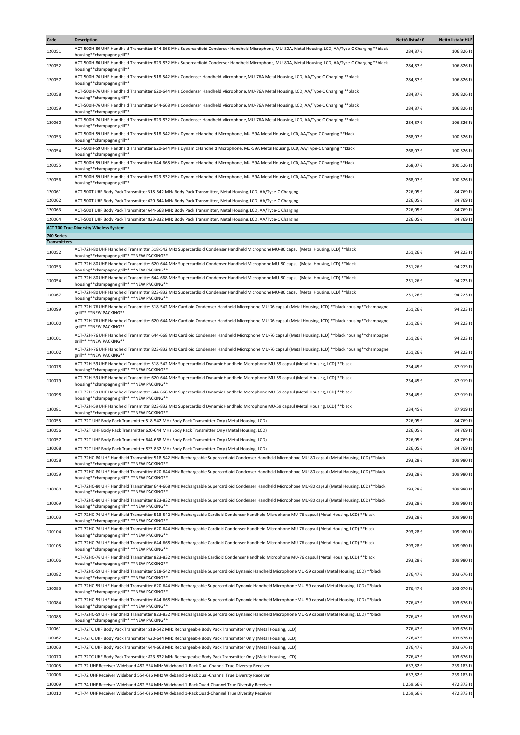| Code | Description | Nettó listaár € | Nettó listaár HUF |
|---|---|---|---|
| 120051 | ACT-500H-80 UHF Handheld Transmitter 644-668 MHz Supercardioid Condenser Handheld Microphone, MU-80A, Metal Housing, LCD, AA/Type-C Charging **black housing**champagne grill** | 284,87 € | 106 826 Ft |
| 120052 | ACT-500H-80 UHF Handheld Transmitter 823-832 MHz Supercardioid Condenser Handheld Microphone, MU-80A, Metal Housing, LCD, AA/Type-C Charging **black housing**champagne grill** | 284,87 € | 106 826 Ft |
| 120057 | ACT-500H-76 UHF Handheld Transmitter 518-542 MHz Condenser Handheld Microphone, MU-76A Metal Housing, LCD, AA/Type-C Charging **black housing**champagne grill** | 284,87 € | 106 826 Ft |
| 120058 | ACT-500H-76 UHF Handheld Transmitter 620-644 MHz Condenser Handheld Microphone, MU-76A Metal Housing, LCD, AA/Type-C Charging **black housing**champagne grill** | 284,87 € | 106 826 Ft |
| 120059 | ACT-500H-76 UHF Handheld Transmitter 644-668 MHz Condenser Handheld Microphone, MU-76A Metal Housing, LCD, AA/Type-C Charging **black housing**champagne grill** | 284,87 € | 106 826 Ft |
| 120060 | ACT-500H-76 UHF Handheld Transmitter 823-832 MHz Condenser Handheld Microphone, MU-76A Metal Housing, LCD, AA/Type-C Charging **black housing**champagne grill** | 284,87 € | 106 826 Ft |
| 120053 | ACT-500H-59 UHF Handheld Transmitter 518-542 MHz Dynamic Handheld Microphone, MU-59A Metal Housing, LCD, AA/Type-C Charging **black housing**champagne grill** | 268,07 € | 100 526 Ft |
| 120054 | ACT-500H-59 UHF Handheld Transmitter 620-644 MHz Dynamic Handheld Microphone, MU-59A Metal Housing, LCD, AA/Type-C Charging **black housing**champagne grill** | 268,07 € | 100 526 Ft |
| 120055 | ACT-500H-59 UHF Handheld Transmitter 644-668 MHz Dynamic Handheld Microphone, MU-59A Metal Housing, LCD, AA/Type-C Charging **black housing**champagne grill** | 268,07 € | 100 526 Ft |
| 120056 | ACT-500H-59 UHF Handheld Transmitter 823-832 MHz Dynamic Handheld Microphone, MU-59A Metal Housing, LCD, AA/Type-C Charging **black housing**champagne grill** | 268,07 € | 100 526 Ft |
| 120061 | ACT-500T UHF Body Pack Transmitter 518-542 MHz Body Pack Transmitter, Metal Housing, LCD, AA/Type-C Charging | 226,05 € | 84 769 Ft |
| 120062 | ACT-500T UHF Body Pack Transmitter 620-644 MHz Body Pack Transmitter, Metal Housing, LCD, AA/Type-C Charging | 226,05 € | 84 769 Ft |
| 120063 | ACT-500T UHF Body Pack Transmitter 644-668 MHz Body Pack Transmitter, Metal Housing, LCD, AA/Type-C Charging | 226,05 € | 84 769 Ft |
| 120064 | ACT-500T UHF Body Pack Transmitter 823-832 MHz Body Pack Transmitter, Metal Housing, LCD, AA/Type-C Charging | 226,05 € | 84 769 Ft |
| | **ACT 700 True-Diversity Wireless System** | | |
| **700 Series** | | | |
| **Transmitters** | | | |
| 130052 | ACT-72H-80 UHF Handheld Transmitter 518-542 MHz Supercardioid Condenser Handheld Microphone MU-80 capsul (Metal Housing, LCD) **black housing**champagne grill** **NEW PACKING** | 251,26 € | 94 223 Ft |
| 130053 | ACT-72H-80 UHF Handheld Transmitter 620-644 MHz Supercardioid Condenser Handheld Microphone MU-80 capsul (Metal Housing, LCD) **black housing**champagne grill** **NEW PACKING** | 251,26 € | 94 223 Ft |
| 130054 | ACT-72H-80 UHF Handheld Transmitter 644-668 MHz Supercardioid Condenser Handheld Microphone MU-80 capsul (Metal Housing, LCD) **black housing**champagne grill** **NEW PACKING** | 251,26 € | 94 223 Ft |
| 130067 | ACT-72H-80 UHF Handheld Transmitter 823-832 MHz Supercardioid Condenser Handheld Microphone MU-80 capsul (Metal Housing, LCD) **black housing**champagne grill** **NEW PACKING** | 251,26 € | 94 223 Ft |
| 130099 | ACT-72H-76 UHF Handheld Transmitter 518-542 MHz Cardioid Condenser Handheld Microphone MU-76 capsul (Metal Housing, LCD) **black housing**champagne grill** **NEW PACKING** | 251,26 € | 94 223 Ft |
| 130100 | ACT-72H-76 UHF Handheld Transmitter 620-644 MHz Cardioid Condenser Handheld Microphone MU-76 capsul (Metal Housing, LCD) **black housing**champagne grill** **NEW PACKING** | 251,26 € | 94 223 Ft |
| 130101 | ACT-72H-76 UHF Handheld Transmitter 644-668 MHz Cardioid Condenser Handheld Microphone MU-76 capsul (Metal Housing, LCD) **black housing**champagne grill** **NEW PACKING** | 251,26 € | 94 223 Ft |
| 130102 | ACT-72H-76 UHF Handheld Transmitter 823-832 MHz Cardioid Condenser Handheld Microphone MU-76 capsul (Metal Housing, LCD) **black housing**champagne grill** **NEW PACKING** | 251,26 € | 94 223 Ft |
| 130078 | ACT-72H-59 UHF Handheld Transmitter 518-542 MHz Supercardioid Dynamic Handheld Microphone MU-59 capsul (Metal Housing, LCD) **black housing**champagne grill** **NEW PACKING** | 234,45 € | 87 919 Ft |
| 130079 | ACT-72H-59 UHF Handheld Transmitter 620-644 MHz Supercardioid Dynamic Handheld Microphone MU-59 capsul (Metal Housing, LCD) **black housing**champagne grill** **NEW PACKING** | 234,45 € | 87 919 Ft |
| 130098 | ACT-72H-59 UHF Handheld Transmitter 644-668 MHz Supercardioid Dynamic Handheld Microphone MU-59 capsul (Metal Housing, LCD) **black housing**champagne grill** **NEW PACKING** | 234,45 € | 87 919 Ft |
| 130081 | ACT-72H-59 UHF Handheld Transmitter 823-832 MHz Supercardioid Dynamic Handheld Microphone MU-59 capsul (Metal Housing, LCD) **black housing**champagne grill** **NEW PACKING** | 234,45 € | 87 919 Ft |
| 130055 | ACT-72T UHF Body Pack Transmitter 518-542 MHz Body Pack Transmitter Only (Metal Housing, LCD) | 226,05 € | 84 769 Ft |
| 130056 | ACT-72T UHF Body Pack Transmitter 620-644 MHz Body Pack Transmitter Only (Metal Housing, LCD) | 226,05 € | 84 769 Ft |
| 130057 | ACT-72T UHF Body Pack Transmitter 644-668 MHz Body Pack Transmitter Only (Metal Housing, LCD) | 226,05 € | 84 769 Ft |
| 130068 | ACT-72T UHF Body Pack Transmitter 823-832 MHz Body Pack Transmitter Only (Metal Housing, LCD) | 226,05 € | 84 769 Ft |
| 130058 | ACT-72HC-80 UHF Handheld Transmitter 518-542 MHz Rechargeable Supercardioid Condenser Handheld Microphone MU-80 capsul (Metal Housing, LCD) **black housing**champagne grill** **NEW PACKING** | 293,28 € | 109 980 Ft |
| 130059 | ACT-72HC-80 UHF Handheld Transmitter 620-644 MHz Rechargeable Supercardioid Condenser Handheld Microphone MU-80 capsul (Metal Housing, LCD) **black housing**champagne grill** **NEW PACKING** | 293,28 € | 109 980 Ft |
| 130060 | ACT-72HC-80 UHF Handheld Transmitter 644-668 MHz Rechargeable Supercardioid Condenser Handheld Microphone MU-80 capsul (Metal Housing, LCD) **black housing**champagne grill** **NEW PACKING** | 293,28 € | 109 980 Ft |
| 130069 | ACT-72HC-80 UHF Handheld Transmitter 823-832 MHz Rechargeable Supercardioid Condenser Handheld Microphone MU-80 capsul (Metal Housing, LCD) **black housing**champagne grill** **NEW PACKING** | 293,28 € | 109 980 Ft |
| 130103 | ACT-72HC-76 UHF Handheld Transmitter 518-542 MHz Rechargeable Cardioid Condenser Handheld Microphone MU-76 capsul (Metal Housing, LCD) **black housing**champagne grill** **NEW PACKING** | 293,28 € | 109 980 Ft |
| 130104 | ACT-72HC-76 UHF Handheld Transmitter 620-644 MHz Rechargeable Cardioid Condenser Handheld Microphone MU-76 capsul (Metal Housing, LCD) **black housing**champagne grill** **NEW PACKING** | 293,28 € | 109 980 Ft |
| 130105 | ACT-72HC-76 UHF Handheld Transmitter 644-668 MHz Rechargeable Cardioid Condenser Handheld Microphone MU-76 capsul (Metal Housing, LCD) **black housing**champagne grill** **NEW PACKING** | 293,28 € | 109 980 Ft |
| 130106 | ACT-72HC-76 UHF Handheld Transmitter 823-832 MHz Rechargeable Cardioid Condenser Handheld Microphone MU-76 capsul (Metal Housing, LCD) **black housing**champagne grill** **NEW PACKING** | 293,28 € | 109 980 Ft |
| 130082 | ACT-72HC-59 UHF Handheld Transmitter 518-542 MHz Rechargeable Supercardioid Dynamic Handheld Microphone MU-59 capsul (Metal Housing, LCD) **black housing**champagne grill** **NEW PACKING** | 276,47 € | 103 676 Ft |
| 130083 | ACT-72HC-59 UHF Handheld Transmitter 620-644 MHz Rechargeable Supercardioid Dynamic Handheld Microphone MU-59 capsul (Metal Housing, LCD) **black housing**champagne grill** **NEW PACKING** | 276,47 € | 103 676 Ft |
| 130084 | ACT-72HC-59 UHF Handheld Transmitter 644-668 MHz Rechargeable Supercardioid Dynamic Handheld Microphone MU-59 capsul (Metal Housing, LCD) **black housing**champagne grill** **NEW PACKING** | 276,47 € | 103 676 Ft |
| 130085 | ACT-72HC-59 UHF Handheld Transmitter 823-832 MHz Rechargeable Supercardioid Dynamic Handheld Microphone MU-59 capsul (Metal Housing, LCD) **black housing**champagne grill** **NEW PACKING** | 276,47 € | 103 676 Ft |
| 130061 | ACT-72TC UHF Body Pack Transmitter 518-542 MHz Rechargeable Body Pack Transmitter Only (Metal Housing, LCD) | 276,47 € | 103 676 Ft |
| 130062 | ACT-72TC UHF Body Pack Transmitter 620-644 MHz Rechargeable Body Pack Transmitter Only (Metal Housing, LCD) | 276,47 € | 103 676 Ft |
| 130063 | ACT-72TC UHF Body Pack Transmitter 644-668 MHz Rechargeable Body Pack Transmitter Only (Metal Housing, LCD) | 276,47 € | 103 676 Ft |
| 130070 | ACT-72TC UHF Body Pack Transmitter 823-832 MHz Rechargeable Body Pack Transmitter Only (Metal Housing, LCD) | 276,47 € | 103 676 Ft |
| 130005 | ACT-72 UHF Receiver Wideband 482-554 MHz Wideband 1-Rack Dual-Channel True Diversity Receiver | 637,82 € | 239 183 Ft |
| 130006 | ACT-72 UHF Receiver Wideband 554-626 MHz Wideband 1-Rack Dual-Channel True Diversity Receiver | 637,82 € | 239 183 Ft |
| 130009 | ACT-74 UHF Receiver Wideband 482-554 MHz Wideband 1-Rack Quad-Channel True Diversity Receiver | 1 259,66 € | 472 373 Ft |
| 130010 | ACT-74 UHF Receiver Wideband 554-626 MHz Wideband 1-Rack Quad-Channel True Diversity Receiver | 1 259,66 € | 472 373 Ft |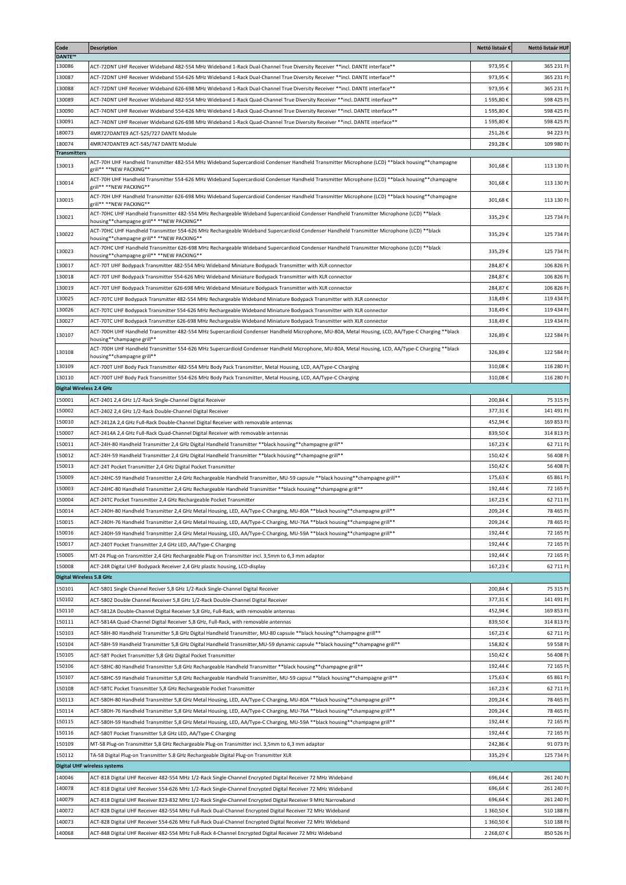| Code | Description | Nettó listaár € | Nettó listaár HUF |
|---|---|---|---|
| **DANTE™** | | | |
| 130086 | ACT-72DNT UHF Receiver Wideband 482-554 MHz Wideband 1-Rack Dual-Channel True Diversity Receiver **incl. DANTE interface** | 973,95 € | 365 231 Ft |
| 130087 | ACT-72DNT UHF Receiver Wideband 554-626 MHz Wideband 1-Rack Dual-Channel True Diversity Receiver **incl. DANTE interface** | 973,95 € | 365 231 Ft |
| 130088 | ACT-72DNT UHF Receiver Wideband 626-698 MHz Wideband 1-Rack Dual-Channel True Diversity Receiver **incl. DANTE interface** | 973,95 € | 365 231 Ft |
| 130089 | ACT-74DNT UHF Receiver Wideband 482-554 MHz Wideband 1-Rack Quad-Channel True Diversity Receiver **incl. DANTE interface** | 1 595,80 € | 598 425 Ft |
| 130090 | ACT-74DNT UHF Receiver Wideband 554-626 MHz Wideband 1-Rack Quad-Channel True Diversity Receiver **incl. DANTE interface** | 1 595,80 € | 598 425 Ft |
| 130091 | ACT-74DNT UHF Receiver Wideband 626-698 MHz Wideband 1-Rack Quad-Channel True Diversity Receiver **incl. DANTE interface** | 1 595,80 € | 598 425 Ft |
| 180073 | 4MR727DANTE9 ACT-525/727 DANTE Module | 251,26 € | 94 223 Ft |
| 180074 | 4MR747DANTE9 ACT-545/747 DANTE Module | 293,28 € | 109 980 Ft |
| **Transmitters** | | | |
| 130013 | ACT-70H UHF Handheld Transmitter 482-554 MHz Wideband Supercardioid Condenser Handheld Transmitter Microphone (LCD) **black housing**champagne grill** **NEW PACKING** | 301,68 € | 113 130 Ft |
| 130014 | ACT-70H UHF Handheld Transmitter 554-626 MHz Wideband Supercardioid Condenser Handheld Transmitter Microphone (LCD) **black housing**champagne grill** **NEW PACKING** | 301,68 € | 113 130 Ft |
| 130015 | ACT-70H UHF Handheld Transmitter 626-698 MHz Wideband Supercardioid Condenser Handheld Transmitter Microphone (LCD) **black housing**champagne grill** **NEW PACKING** | 301,68 € | 113 130 Ft |
| 130021 | ACT-70HC UHF Handheld Transmitter 482-554 MHz Rechargeable Wideband Supercardioid Condenser Handheld Transmitter Microphone (LCD) **black housing**champagne grill** **NEW PACKING** | 335,29 € | 125 734 Ft |
| 130022 | ACT-70HC UHF Handheld Transmitter 554-626 MHz Rechargeable Wideband Supercardioid Condenser Handheld Transmitter Microphone (LCD) **black housing**champagne grill** **NEW PACKING** | 335,29 € | 125 734 Ft |
| 130023 | ACT-70HC UHF Handheld Transmitter 626-698 MHz Rechargeable Wideband Supercardioid Condenser Handheld Transmitter Microphone (LCD) **black housing**champagne grill** **NEW PACKING** | 335,29 € | 125 734 Ft |
| 130017 | ACT-70T UHF Bodypack Transmitter 482-554 MHz Wideband Miniature Bodypack Transmitter with XLR connector | 284,87 € | 106 826 Ft |
| 130018 | ACT-70T UHF Bodypack Transmitter 554-626 MHz Wideband Miniature Bodypack Transmitter with XLR connector | 284,87 € | 106 826 Ft |
| 130019 | ACT-70T UHF Bodypack Transmitter 626-698 MHz Wideband Miniature Bodypack Transmitter with XLR connector | 284,87 € | 106 826 Ft |
| 130025 | ACT-70TC UHF Bodypack Transmitter 482-554 MHz Rechargeable Wideband Miniature Bodypack Transmitter with XLR connector | 318,49 € | 119 434 Ft |
| 130026 | ACT-70TC UHF Bodypack Transmitter 554-626 MHz Rechargeable Wideband Miniature Bodypack Transmitter with XLR connector | 318,49 € | 119 434 Ft |
| 130027 | ACT-70TC UHF Bodypack Transmitter 626-698 MHz Rechargeable Wideband Miniature Bodypack Transmitter with XLR connector | 318,49 € | 119 434 Ft |
| 130107 | ACT-700H UHF Handheld Transmitter 482-554 MHz Supercardioid Condenser Handheld Microphone, MU-80A, Metal Housing, LCD, AA/Type-C Charging **black housing**champagne grill** | 326,89 € | 122 584 Ft |
| 130108 | ACT-700H UHF Handheld Transmitter 554-626 MHz Supercardioid Condenser Handheld Microphone, MU-80A, Metal Housing, LCD, AA/Type-C Charging **black housing**champagne grill** | 326,89 € | 122 584 Ft |
| 130109 | ACT-700T UHF Body Pack Transmitter 482-554 MHz Body Pack Transmitter, Metal Housing, LCD, AA/Type-C Charging | 310,08 € | 116 280 Ft |
| 130110 | ACT-700T UHF Body Pack Transmitter 554-626 MHz Body Pack Transmitter, Metal Housing, LCD, AA/Type-C Charging | 310,08 € | 116 280 Ft |
| **Digital Wireless 2.4 GHz** | | | |
| 150001 | ACT-2401 2,4 GHz 1/2-Rack Single-Channel Digital Receiver | 200,84 € | 75 315 Ft |
| 150002 | ACT-2402 2,4 GHz 1/2-Rack Double-Channel Digital Receiver | 377,31 € | 141 491 Ft |
| 150010 | ACT-2412A 2,4 GHz Full-Rack Double-Channel Digital Receiver with removable antennas | 452,94 € | 169 853 Ft |
| 150007 | ACT-2414A 2,4 GHz Full-Rack Quad-Channel Digital Receiver with removable antennas | 839,50 € | 314 813 Ft |
| 150011 | ACT-24H-80 Handheld Transmitter 2,4 GHz Digital Handheld Transmitter **black housing**champagne grill** | 167,23 € | 62 711 Ft |
| 150012 | ACT-24H-59 Handheld Transmitter 2,4 GHz Digital Handheld Transmitter **black housing**champagne grill** | 150,42 € | 56 408 Ft |
| 150013 | ACT-24T Pocket Transmitter 2,4 GHz Digital Pocket Transmitter | 150,42 € | 56 408 Ft |
| 150009 | ACT-24HC-59 Handheld Transmitter 2,4 GHz Rechargeable Handheld Transmitter, MU-59 capsule **black housing**champagne grill** | 175,63 € | 65 861 Ft |
| 150003 | ACT-24HC-80 Handheld Transmitter 2,4 GHz Rechargeable Handheld Transmitter **black housing**champagne grill** | 192,44 € | 72 165 Ft |
| 150004 | ACT-24TC Pocket Transmitter 2,4 GHz Rechargeable Pocket Transmitter | 167,23 € | 62 711 Ft |
| 150014 | ACT-240H-80 Handheld Transmitter 2,4 GHz Metal Housing, LED, AA/Type-C Charging, MU-80A **black housing**champagne grill** | 209,24 € | 78 465 Ft |
| 150015 | ACT-240H-76 Handheld Transmitter 2,4 GHz Metal Housing, LED, AA/Type-C Charging, MU-76A **black housing**champagne grill** | 209,24 € | 78 465 Ft |
| 150016 | ACT-240H-59 Handheld Transmitter 2,4 GHz Metal Housing, LED, AA/Type-C Charging, MU-59A **black housing**champagne grill** | 192,44 € | 72 165 Ft |
| 150017 | ACT-240T Pocket Transmitter 2,4 GHz LED, AA/Type-C Charging | 192,44 € | 72 165 Ft |
| 150005 | MT-24 Plug-on Transmitter 2,4 GHz Rechargeable Plug-on Transmitter incl. 3,5mm to 6,3 mm adaptor | 192,44 € | 72 165 Ft |
| 150008 | ACT-24R Digital UHF Bodypack Receiver 2,4 GHz plastic housing, LCD-display | 167,23 € | 62 711 Ft |
| **Digital Wireless 5.8 GHz** | | | |
| 150101 | ACT-5801 Single Channel Reciver 5,8 GHz 1/2-Rack Single-Channel Digital Receiver | 200,84 € | 75 315 Ft |
| 150102 | ACT-5802 Double Channel Receiver 5,8 GHz 1/2-Rack Double-Channel Digital Receiver | 377,31 € | 141 491 Ft |
| 150110 | ACT-5812A Double-Channel Digital Receiver 5,8 GHz, Full-Rack, with removable antennas | 452,94 € | 169 853 Ft |
| 150111 | ACT-5814A Quad-Channel Digital Receiver 5,8 GHz, Full-Rack, with removable antennas | 839,50 € | 314 813 Ft |
| 150103 | ACT-58H-80 Handheld Transmitter 5,8 GHz Digital Handheld Transmitter, MU-80 capsule **black housing**champagne grill** | 167,23 € | 62 711 Ft |
| 150104 | ACT-58H-59 Handheld Transmitter 5,8 GHz Digital Handheld Transmitter,MU-59 dynamic capsule **black housing**champagne grill** | 158,82 € | 59 558 Ft |
| 150105 | ACT-58T Pocket Transmitter 5,8 GHz Digital Pocket Transmitter | 150,42 € | 56 408 Ft |
| 150106 | ACT-58HC-80 Handheld Transmitter 5,8 GHz Rechargeable Handheld Transmitter **black housing**champagne grill** | 192,44 € | 72 165 Ft |
| 150107 | ACT-58HC-59 Handheld Transmitter 5,8 GHz Rechargeable Handheld Transmitter, MU-59 capsul **black housing**champagne grill** | 175,63 € | 65 861 Ft |
| 150108 | ACT-58TC Pocket Transmitter 5,8 GHz Rechargeable Pocket Transmitter | 167,23 € | 62 711 Ft |
| 150113 | ACT-580H-80 Handheld Transmitter 5,8 GHz Metal Housing, LED, AA/Type-C Charging, MU-80A **black housing**champagne grill** | 209,24 € | 78 465 Ft |
| 150114 | ACT-580H-76 Handheld Transmitter 5,8 GHz Metal Housing, LED, AA/Type-C Charging, MU-76A **black housing**champagne grill** | 209,24 € | 78 465 Ft |
| 150115 | ACT-580H-59 Handheld Transmitter 5,8 GHz Metal Housing, LED, AA/Type-C Charging, MU-59A **black housing**champagne grill** | 192,44 € | 72 165 Ft |
| 150116 | ACT-580T Pocket Transmitter 5,8 GHz LED, AA/Type-C Charging | 192,44 € | 72 165 Ft |
| 150109 | MT-58 Plug-on Transmitter 5,8 GHz Rechargeable Plug-on Transmitter incl. 3,5mm to 6,3 mm adaptor | 242,86 € | 91 073 Ft |
| 150112 | TA-58 Digital Plug-on Transmitter 5.8 GHz Rechargeable Digital Plug-on Transmitter XLR | 335,29 € | 125 734 Ft |
| **Digital UHF wireless systems** | | | |
| 140046 | ACT-818 Digital UHF Receiver 482-554 MHz 1/2-Rack Single-Channel Encrypted Digital Receiver 72 MHz Wideband | 696,64 € | 261 240 Ft |
| 140078 | ACT-818 Digital UHF Receiver 554-626 MHz 1/2-Rack Single-Channel Encrypted Digital Receiver 72 MHz Wideband | 696,64 € | 261 240 Ft |
| 140079 | ACT-818 Digital UHF Receiver 823-832 MHz 1/2-Rack Single-Channel Encrypted Digital Receiver 9 MHz Narrowband | 696,64 € | 261 240 Ft |
| 140072 | ACT-828 Digital UHF Receiver 482-554 MHz Full-Rack Dual-Channel Encrypted Digital Receiver 72 MHz Wideband | 1 360,50 € | 510 188 Ft |
| 140073 | ACT-828 Digital UHF Receiver 554-626 MHz Full-Rack Dual-Channel Encrypted Digital Receiver 72 MHz Wideband | 1 360,50 € | 510 188 Ft |
| 140068 | ACT-848 Digital UHF Receiver 482-554 MHz Full-Rack 4-Channel Encrypted Digital Receiver 72 MHz Wideband | 2 268,07 € | 850 526 Ft |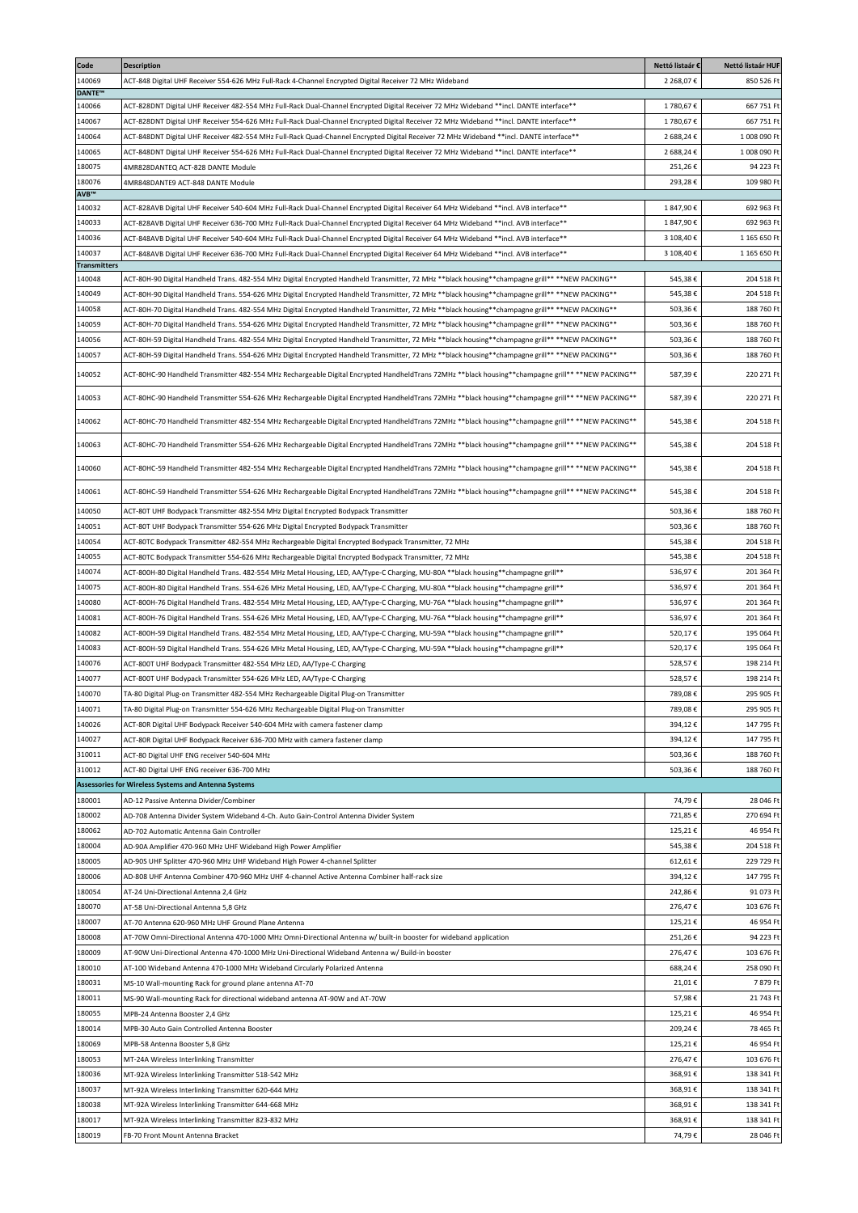| Code | Description | Nettó listaár € | Nettó listaár HUF |
|---|---|---|---|
| 140069 | ACT-848 Digital UHF Receiver 554-626 MHz Full-Rack 4-Channel Encrypted Digital Receiver 72 MHz Wideband | 2 268,07 € | 850 526 Ft |
| **DANTE™** | | | |
| 140066 | ACT-828DNT Digital UHF Receiver 482-554 MHz Full-Rack Dual-Channel Encrypted Digital Receiver 72 MHz Wideband **incl. DANTE interface** | 1 780,67 € | 667 751 Ft |
| 140067 | ACT-828DNT Digital UHF Receiver 554-626 MHz Full-Rack Dual-Channel Encrypted Digital Receiver 72 MHz Wideband **incl. DANTE interface** | 1 780,67 € | 667 751 Ft |
| 140064 | ACT-848DNT Digital UHF Receiver 482-554 MHz Full-Rack Quad-Channel Encrypted Digital Receiver 72 MHz Wideband **incl. DANTE interface** | 2 688,24 € | 1 008 090 Ft |
| 140065 | ACT-848DNT Digital UHF Receiver 554-626 MHz Full-Rack Dual-Channel Encrypted Digital Receiver 72 MHz Wideband **incl. DANTE interface** | 2 688,24 € | 1 008 090 Ft |
| 180075 | 4MR828DANTEQ ACT-828 DANTE Module | 251,26 € | 94 223 Ft |
| 180076 | 4MR848DANTE9 ACT-848 DANTE Module | 293,28 € | 109 980 Ft |
| **AVB™** | | | |
| 140032 | ACT-828AVB Digital UHF Receiver 540-604 MHz Full-Rack Dual-Channel Encrypted Digital Receiver 64 MHz Wideband **incl. AVB interface** | 1 847,90 € | 692 963 Ft |
| 140033 | ACT-828AVB Digital UHF Receiver 636-700 MHz Full-Rack Dual-Channel Encrypted Digital Receiver 64 MHz Wideband **incl. AVB interface** | 1 847,90 € | 692 963 Ft |
| 140036 | ACT-848AVB Digital UHF Receiver 540-604 MHz Full-Rack Dual-Channel Encrypted Digital Receiver 64 MHz Wideband **incl. AVB interface** | 3 108,40 € | 1 165 650 Ft |
| 140037 | ACT-848AVB Digital UHF Receiver 636-700 MHz Full-Rack Dual-Channel Encrypted Digital Receiver 64 MHz Wideband **incl. AVB interface** | 3 108,40 € | 1 165 650 Ft |
| **Transmitters** | | | |
| 140048 | ACT-80H-90 Digital Handheld Trans. 482-554 MHz Digital Encrypted Handheld Transmitter, 72 MHz **black housing**champagne grill** **NEW PACKING** | 545,38 € | 204 518 Ft |
| 140049 | ACT-80H-90 Digital Handheld Trans. 554-626 MHz Digital Encrypted Handheld Transmitter, 72 MHz **black housing**champagne grill** **NEW PACKING** | 545,38 € | 204 518 Ft |
| 140058 | ACT-80H-70 Digital Handheld Trans. 482-554 MHz Digital Encrypted Handheld Transmitter, 72 MHz **black housing**champagne grill** **NEW PACKING** | 503,36 € | 188 760 Ft |
| 140059 | ACT-80H-70 Digital Handheld Trans. 554-626 MHz Digital Encrypted Handheld Transmitter, 72 MHz **black housing**champagne grill** **NEW PACKING** | 503,36 € | 188 760 Ft |
| 140056 | ACT-80H-59 Digital Handheld Trans. 482-554 MHz Digital Encrypted Handheld Transmitter, 72 MHz **black housing**champagne grill** **NEW PACKING** | 503,36 € | 188 760 Ft |
| 140057 | ACT-80H-59 Digital Handheld Trans. 554-626 MHz Digital Encrypted Handheld Transmitter, 72 MHz **black housing**champagne grill** **NEW PACKING** | 503,36 € | 188 760 Ft |
| 140052 | ACT-80HC-90 Handheld Transmitter 482-554 MHz Rechargeable Digital Encrypted HandheldTrans 72MHz **black housing**champagne grill** **NEW PACKING** | 587,39 € | 220 271 Ft |
| 140053 | ACT-80HC-90 Handheld Transmitter 554-626 MHz Rechargeable Digital Encrypted HandheldTrans 72MHz **black housing**champagne grill** **NEW PACKING** | 587,39 € | 220 271 Ft |
| 140062 | ACT-80HC-70 Handheld Transmitter 482-554 MHz Rechargeable Digital Encrypted HandheldTrans 72MHz **black housing**champagne grill** **NEW PACKING** | 545,38 € | 204 518 Ft |
| 140063 | ACT-80HC-70 Handheld Transmitter 554-626 MHz Rechargeable Digital Encrypted HandheldTrans 72MHz **black housing**champagne grill** **NEW PACKING** | 545,38 € | 204 518 Ft |
| 140060 | ACT-80HC-59 Handheld Transmitter 482-554 MHz Rechargeable Digital Encrypted HandheldTrans 72MHz **black housing**champagne grill** **NEW PACKING** | 545,38 € | 204 518 Ft |
| 140061 | ACT-80HC-59 Handheld Transmitter 554-626 MHz Rechargeable Digital Encrypted HandheldTrans 72MHz **black housing**champagne grill** **NEW PACKING** | 545,38 € | 204 518 Ft |
| 140050 | ACT-80T UHF Bodypack Transmitter 482-554 MHz Digital Encrypted Bodypack Transmitter | 503,36 € | 188 760 Ft |
| 140051 | ACT-80T UHF Bodypack Transmitter 554-626 MHz Digital Encrypted Bodypack Transmitter | 503,36 € | 188 760 Ft |
| 140054 | ACT-80TC Bodypack Transmitter 482-554 MHz Rechargeable Digital Encrypted Bodypack Transmitter, 72 MHz | 545,38 € | 204 518 Ft |
| 140055 | ACT-80TC Bodypack Transmitter 554-626 MHz Rechargeable Digital Encrypted Bodypack Transmitter, 72 MHz | 545,38 € | 204 518 Ft |
| 140074 | ACT-800H-80 Digital Handheld Trans. 482-554 MHz Metal Housing, LED, AA/Type-C Charging, MU-80A **black housing**champagne grill** | 536,97 € | 201 364 Ft |
| 140075 | ACT-800H-80 Digital Handheld Trans. 554-626 MHz Metal Housing, LED, AA/Type-C Charging, MU-80A **black housing**champagne grill** | 536,97 € | 201 364 Ft |
| 140080 | ACT-800H-76 Digital Handheld Trans. 482-554 MHz Metal Housing, LED, AA/Type-C Charging, MU-76A **black housing**champagne grill** | 536,97 € | 201 364 Ft |
| 140081 | ACT-800H-76 Digital Handheld Trans. 554-626 MHz Metal Housing, LED, AA/Type-C Charging, MU-76A **black housing**champagne grill** | 536,97 € | 201 364 Ft |
| 140082 | ACT-800H-59 Digital Handheld Trans. 482-554 MHz Metal Housing, LED, AA/Type-C Charging, MU-59A **black housing**champagne grill** | 520,17 € | 195 064 Ft |
| 140083 | ACT-800H-59 Digital Handheld Trans. 554-626 MHz Metal Housing, LED, AA/Type-C Charging, MU-59A **black housing**champagne grill** | 520,17 € | 195 064 Ft |
| 140076 | ACT-800T UHF Bodypack Transmitter 482-554 MHz LED, AA/Type-C Charging | 528,57 € | 198 214 Ft |
| 140077 | ACT-800T UHF Bodypack Transmitter 554-626 MHz LED, AA/Type-C Charging | 528,57 € | 198 214 Ft |
| 140070 | TA-80 Digital Plug-on Transmitter 482-554 MHz Rechargeable Digital Plug-on Transmitter | 789,08 € | 295 905 Ft |
| 140071 | TA-80 Digital Plug-on Transmitter 554-626 MHz Rechargeable Digital Plug-on Transmitter | 789,08 € | 295 905 Ft |
| 140026 | ACT-80R Digital UHF Bodypack Receiver 540-604 MHz with camera fastener clamp | 394,12 € | 147 795 Ft |
| 140027 | ACT-80R Digital UHF Bodypack Receiver 636-700 MHz with camera fastener clamp | 394,12 € | 147 795 Ft |
| 310011 | ACT-80 Digital UHF ENG receiver 540-604 MHz | 503,36 € | 188 760 Ft |
| 310012 | ACT-80 Digital UHF ENG receiver 636-700 MHz | 503,36 € | 188 760 Ft |
| **Assessories for Wireless Systems and Antenna Systems** | | | |
| 180001 | AD-12 Passive Antenna Divider/Combiner | 74,79 € | 28 046 Ft |
| 180002 | AD-708 Antenna Divider System Wideband 4-Ch. Auto Gain-Control Antenna Divider System | 721,85 € | 270 694 Ft |
| 180062 | AD-702 Automatic Antenna Gain Controller | 125,21 € | 46 954 Ft |
| 180004 | AD-90A Amplifier 470-960 MHz UHF Wideband High Power Amplifier | 545,38 € | 204 518 Ft |
| 180005 | AD-90S UHF Splitter 470-960 MHz UHF Wideband High Power 4-channel Splitter | 612,61 € | 229 729 Ft |
| 180006 | AD-808 UHF Antenna Combiner 470-960 MHz UHF 4-channel Active Antenna Combiner half-rack size | 394,12 € | 147 795 Ft |
| 180054 | AT-24 Uni-Directional Antenna 2,4 GHz | 242,86 € | 91 073 Ft |
| 180070 | AT-58 Uni-Directional Antenna 5,8 GHz | 276,47 € | 103 676 Ft |
| 180007 | AT-70 Antenna 620-960 MHz UHF Ground Plane Antenna | 125,21 € | 46 954 Ft |
| 180008 | AT-70W Omni-Directional Antenna 470-1000 MHz Omni-Directional Antenna w/ built-in booster for wideband application | 251,26 € | 94 223 Ft |
| 180009 | AT-90W Uni-Directional Antenna 470-1000 MHz Uni-Directional Wideband Antenna w/ Build-in booster | 276,47 € | 103 676 Ft |
| 180010 | AT-100 Wideband Antenna 470-1000 MHz Wideband Circularly Polarized Antenna | 688,24 € | 258 090 Ft |
| 180031 | MS-10 Wall-mounting Rack for ground plane antenna AT-70 | 21,01 € | 7 879 Ft |
| 180011 | MS-90 Wall-mounting Rack for directional wideband antenna AT-90W and AT-70W | 57,98 € | 21 743 Ft |
| 180055 | MPB-24 Antenna Booster 2,4 GHz | 125,21 € | 46 954 Ft |
| 180014 | MPB-30 Auto Gain Controlled Antenna Booster | 209,24 € | 78 465 Ft |
| 180069 | MPB-58 Antenna Booster 5,8 GHz | 125,21 € | 46 954 Ft |
| 180053 | MT-24A Wireless Interlinking Transmitter | 276,47 € | 103 676 Ft |
| 180036 | MT-92A Wireless Interlinking Transmitter 518-542 MHz | 368,91 € | 138 341 Ft |
| 180037 | MT-92A Wireless Interlinking Transmitter 620-644 MHz | 368,91 € | 138 341 Ft |
| 180038 | MT-92A Wireless Interlinking Transmitter 644-668 MHz | 368,91 € | 138 341 Ft |
| 180017 | MT-92A Wireless Interlinking Transmitter 823-832 MHz | 368,91 € | 138 341 Ft |
| 180019 | FB-70 Front Mount Antenna Bracket | 74,79 € | 28 046 Ft |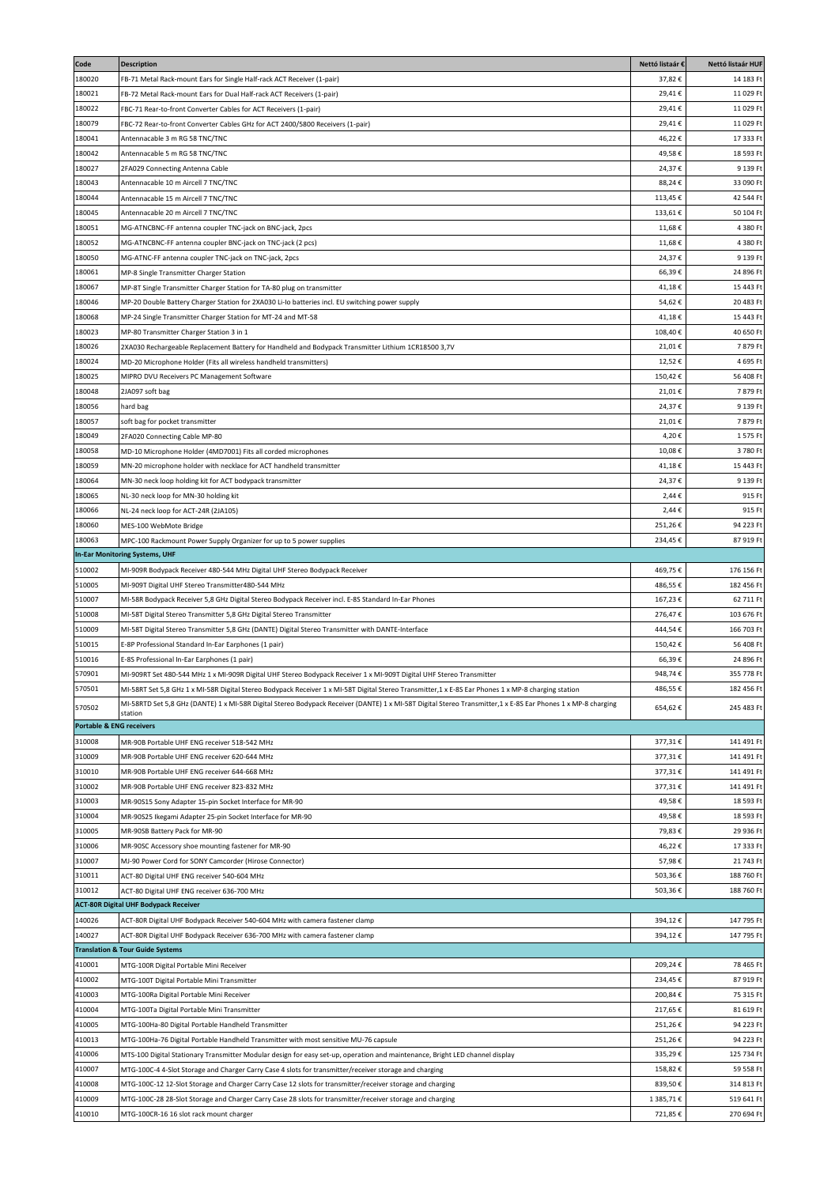| Code | Description | Nettó listaár € | Nettó listaár HUF |
|---|---|---|---|
| 180020 | FB-71 Metal Rack-mount Ears for Single Half-rack ACT Receiver (1-pair) | 37,82 € | 14 183 Ft |
| 180021 | FB-72 Metal Rack-mount Ears for Dual Half-rack ACT Receivers (1-pair) | 29,41 € | 11 029 Ft |
| 180022 | FBC-71 Rear-to-front Converter Cables for ACT Receivers (1-pair) | 29,41 € | 11 029 Ft |
| 180079 | FBC-72 Rear-to-front Converter Cables GHz for ACT 2400/5800 Receivers (1-pair) | 29,41 € | 11 029 Ft |
| 180041 | Antennacable 3 m RG 58 TNC/TNC | 46,22 € | 17 333 Ft |
| 180042 | Antennacable 5 m RG 58 TNC/TNC | 49,58 € | 18 593 Ft |
| 180027 | 2FA029 Connecting Antenna Cable | 24,37 € | 9 139 Ft |
| 180043 | Antennacable 10 m Aircell 7 TNC/TNC | 88,24 € | 33 090 Ft |
| 180044 | Antennacable 15 m Aircell 7 TNC/TNC | 113,45 € | 42 544 Ft |
| 180045 | Antennacable 20 m Aircell 7 TNC/TNC | 133,61 € | 50 104 Ft |
| 180051 | MG-ATNCBNC-FF antenna coupler TNC-jack on BNC-jack, 2pcs | 11,68 € | 4 380 Ft |
| 180052 | MG-ATNCBNC-FF antenna coupler BNC-jack on TNC-jack (2 pcs) | 11,68 € | 4 380 Ft |
| 180050 | MG-ATNC-FF antenna coupler TNC-jack on TNC-jack, 2pcs | 24,37 € | 9 139 Ft |
| 180061 | MP-8 Single Transmitter Charger Station | 66,39 € | 24 896 Ft |
| 180067 | MP-8T Single Transmitter Charger Station for TA-80 plug on transmitter | 41,18 € | 15 443 Ft |
| 180046 | MP-20 Double Battery Charger Station for 2XA030 Li-Io batteries incl. EU switching power supply | 54,62 € | 20 483 Ft |
| 180068 | MP-24 Single Transmitter Charger Station for MT-24 and MT-58 | 41,18 € | 15 443 Ft |
| 180023 | MP-80 Transmitter Charger Station 3 in 1 | 108,40 € | 40 650 Ft |
| 180026 | 2XA030 Rechargeable Replacement Battery for Handheld and Bodypack Transmitter Lithium 1CR18500 3,7V | 21,01 € | 7 879 Ft |
| 180024 | MD-20 Microphone Holder (Fits all wireless handheld transmitters) | 12,52 € | 4 695 Ft |
| 180025 | MIPRO DVU Receivers PC Management Software | 150,42 € | 56 408 Ft |
| 180048 | 2JA097 soft bag | 21,01 € | 7 879 Ft |
| 180056 | hard bag | 24,37 € | 9 139 Ft |
| 180057 | soft bag for pocket transmitter | 21,01 € | 7 879 Ft |
| 180049 | 2FA020 Connecting Cable MP-80 | 4,20 € | 1 575 Ft |
| 180058 | MD-10 Microphone Holder (4MD7001) Fits all corded microphones | 10,08 € | 3 780 Ft |
| 180059 | MN-20 microphone holder with necklace for ACT handheld transmitter | 41,18 € | 15 443 Ft |
| 180064 | MN-30 neck loop holding kit for ACT bodypack transmitter | 24,37 € | 9 139 Ft |
| 180065 | NL-30 neck loop for MN-30 holding kit | 2,44 € | 915 Ft |
| 180066 | NL-24 neck loop for ACT-24R (2JA105) | 2,44 € | 915 Ft |
| 180060 | MES-100 WebMote Bridge | 251,26 € | 94 223 Ft |
| 180063 | MPC-100 Rackmount Power Supply Organizer for up to 5 power supplies | 234,45 € | 87 919 Ft |
| **In-Ear Monitoring Systems, UHF** | | | |
| 510002 | MI-909R Bodypack Receiver 480-544 MHz Digital UHF Stereo Bodypack Receiver | 469,75 € | 176 156 Ft |
| 510005 | MI-909T Digital UHF Stereo Transmitter480-544 MHz | 486,55 € | 182 456 Ft |
| 510007 | MI-58R Bodypack Receiver 5,8 GHz Digital Stereo Bodypack Receiver incl. E-8S Standard In-Ear Phones | 167,23 € | 62 711 Ft |
| 510008 | MI-58T Digital Stereo Transmitter 5,8 GHz Digital Stereo Transmitter | 276,47 € | 103 676 Ft |
| 510009 | MI-58T Digital Stereo Transmitter 5,8 GHz (DANTE) Digital Stereo Transmitter with DANTE-Interface | 444,54 € | 166 703 Ft |
| 510015 | E-8P Professional Standard In-Ear Earphones (1 pair) | 150,42 € | 56 408 Ft |
| 510016 | E-8S Professional In-Ear Earphones (1 pair) | 66,39 € | 24 896 Ft |
| 570901 | MI-909RT Set 480-544 MHz 1 x MI-909R Digital UHF Stereo Bodypack Receiver 1 x MI-909T Digital UHF Stereo Transmitter | 948,74 € | 355 778 Ft |
| 570501 | MI-58RT Set 5,8 GHz 1 x MI-58R Digital Stereo Bodypack Receiver 1 x MI-58T Digital Stereo Transmitter,1 x E-8S Ear Phones 1 x MP-8 charging station | 486,55 € | 182 456 Ft |
| 570502 | MI-58RTD Set 5,8 GHz (DANTE) 1 x MI-58R Digital Stereo Bodypack Receiver (DANTE) 1 x MI-58T Digital Stereo Transmitter,1 x E-8S Ear Phones 1 x MP-8 charging station | 654,62 € | 245 483 Ft |
| **Portable & ENG receivers** | | | |
| 310008 | MR-90B Portable UHF ENG receiver 518-542 MHz | 377,31 € | 141 491 Ft |
| 310009 | MR-90B Portable UHF ENG receiver 620-644 MHz | 377,31 € | 141 491 Ft |
| 310010 | MR-90B Portable UHF ENG receiver 644-668 MHz | 377,31 € | 141 491 Ft |
| 310002 | MR-90B Portable UHF ENG receiver 823-832 MHz | 377,31 € | 141 491 Ft |
| 310003 | MR-90S15 Sony Adapter 15-pin Socket Interface for MR-90 | 49,58 € | 18 593 Ft |
| 310004 | MR-90S25 Ikegami Adapter 25-pin Socket Interface for MR-90 | 49,58 € | 18 593 Ft |
| 310005 | MR-90SB Battery Pack for MR-90 | 79,83 € | 29 936 Ft |
| 310006 | MR-90SC Accessory shoe mounting fastener for MR-90 | 46,22 € | 17 333 Ft |
| 310007 | MJ-90 Power Cord for SONY Camcorder (Hirose Connector) | 57,98 € | 21 743 Ft |
| 310011 | ACT-80 Digital UHF ENG receiver 540-604 MHz | 503,36 € | 188 760 Ft |
| 310012 | ACT-80 Digital UHF ENG receiver 636-700 MHz | 503,36 € | 188 760 Ft |
| **ACT-80R Digital UHF Bodypack Receiver** | | | |
| 140026 | ACT-80R Digital UHF Bodypack Receiver 540-604 MHz with camera fastener clamp | 394,12 € | 147 795 Ft |
| 140027 | ACT-80R Digital UHF Bodypack Receiver 636-700 MHz with camera fastener clamp | 394,12 € | 147 795 Ft |
| **Translation & Tour Guide Systems** | | | |
| 410001 | MTG-100R Digital Portable Mini Receiver | 209,24 € | 78 465 Ft |
| 410002 | MTG-100T Digital Portable Mini Transmitter | 234,45 € | 87 919 Ft |
| 410003 | MTG-100Ra Digital Portable Mini Receiver | 200,84 € | 75 315 Ft |
| 410004 | MTG-100Ta Digital Portable Mini Transmitter | 217,65 € | 81 619 Ft |
| 410005 | MTG-100Ha-80 Digital Portable Handheld Transmitter | 251,26 € | 94 223 Ft |
| 410013 | MTG-100Ha-76 Digital Portable Handheld Transmitter with most sensitive MU-76 capsule | 251,26 € | 94 223 Ft |
| 410006 | MTS-100 Digital Stationary Transmitter Modular design for easy set-up, operation and maintenance, Bright LED channel display | 335,29 € | 125 734 Ft |
| 410007 | MTG-100C-4 4-Slot Storage and Charger Carry Case 4 slots for transmitter/receiver storage and charging | 158,82 € | 59 558 Ft |
| 410008 | MTG-100C-12 12-Slot Storage and Charger Carry Case 12 slots for transmitter/receiver storage and charging | 839,50 € | 314 813 Ft |
| 410009 | MTG-100C-28 28-Slot Storage and Charger Carry Case 28 slots for transmitter/receiver storage and charging | 1 385,71 € | 519 641 Ft |
| 410010 | MTG-100CR-16 16 slot rack mount charger | 721,85 € | 270 694 Ft |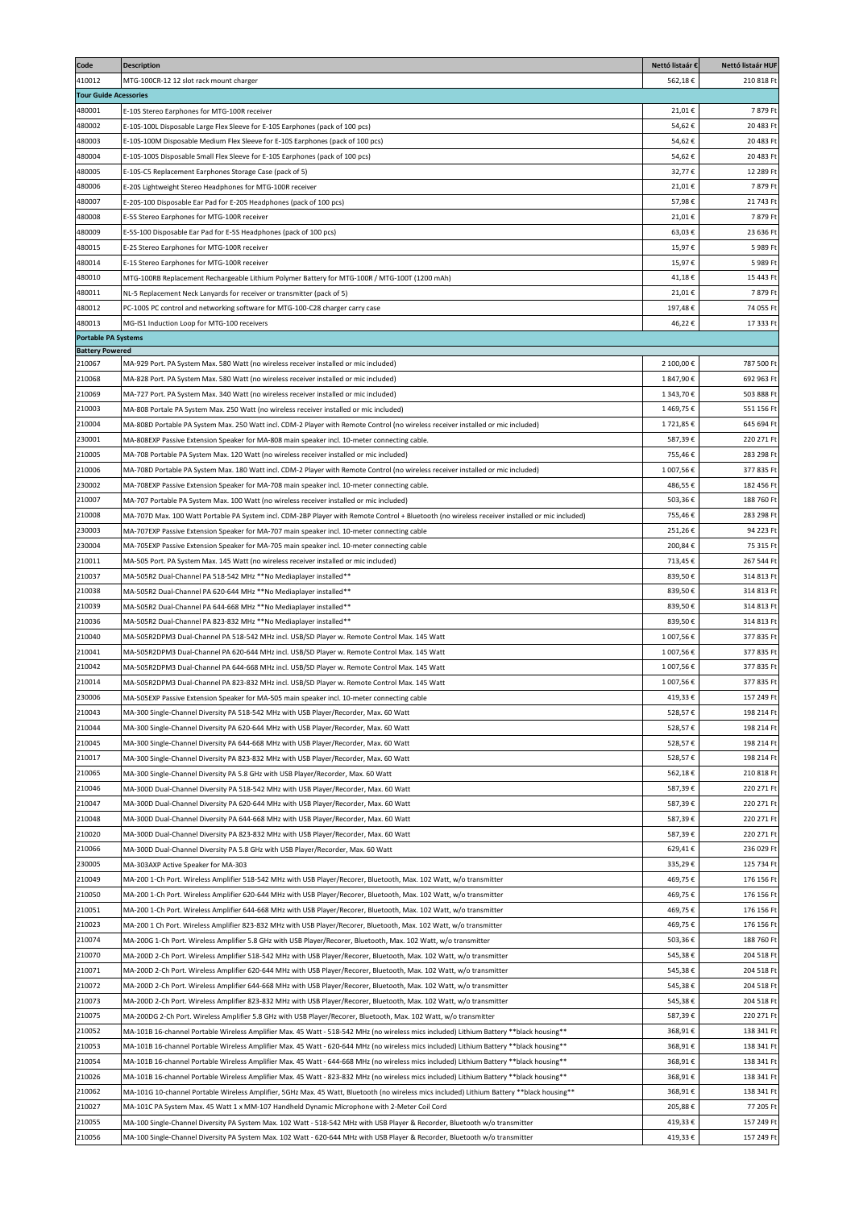| Code | Description | Nettó listaár € | Nettó listaár HUF |
|---|---|---|---|
| 410012 | MTG-100CR-12 12 slot rack mount charger | 562,18 € | 210 818 Ft |
| **Tour Guide Acessories** | | | |
| 480001 | E-10S Stereo Earphones for MTG-100R receiver | 21,01 € | 7 879 Ft |
| 480002 | E-10S-100L Disposable Large Flex Sleeve for E-10S Earphones (pack of 100 pcs) | 54,62 € | 20 483 Ft |
| 480003 | E-10S-100M Disposable Medium Flex Sleeve for E-10S Earphones (pack of 100 pcs) | 54,62 € | 20 483 Ft |
| 480004 | E-10S-100S Disposable Small Flex Sleeve for E-10S Earphones (pack of 100 pcs) | 54,62 € | 20 483 Ft |
| 480005 | E-10S-C5 Replacement Earphones Storage Case (pack of 5) | 32,77 € | 12 289 Ft |
| 480006 | E-20S Lightweight Stereo Headphones for MTG-100R receiver | 21,01 € | 7 879 Ft |
| 480007 | E-20S-100 Disposable Ear Pad for E-20S Headphones (pack of 100 pcs) | 57,98 € | 21 743 Ft |
| 480008 | E-5S Stereo Earphones for MTG-100R receiver | 21,01 € | 7 879 Ft |
| 480009 | E-5S-100 Disposable Ear Pad for E-5S Headphones (pack of 100 pcs) | 63,03 € | 23 636 Ft |
| 480015 | E-2S Stereo Earphones for MTG-100R receiver | 15,97 € | 5 989 Ft |
| 480014 | E-1S Stereo Earphones for MTG-100R receiver | 15,97 € | 5 989 Ft |
| 480010 | MTG-100RB Replacement Rechargeable Lithium Polymer Battery for MTG-100R / MTG-100T (1200 mAh) | 41,18 € | 15 443 Ft |
| 480011 | NL-5 Replacement Neck Lanyards for receiver or transmitter (pack of 5) | 21,01 € | 7 879 Ft |
| 480012 | PC-100S PC control and networking software for MTG-100-C28 charger carry case | 197,48 € | 74 055 Ft |
| 480013 | MG-IS1 Induction Loop for MTG-100 receivers | 46,22 € | 17 333 Ft |
| **Portable PA Systems** | | | |
| **Battery Powered** | | | |
| 210067 | MA-929 Port. PA System Max. 580 Watt (no wireless receiver installed or mic included) | 2 100,00 € | 787 500 Ft |
| 210068 | MA-828 Port. PA System Max. 580 Watt (no wireless receiver installed or mic included) | 1 847,90 € | 692 963 Ft |
| 210069 | MA-727 Port. PA System Max. 340 Watt (no wireless receiver installed or mic included) | 1 343,70 € | 503 888 Ft |
| 210003 | MA-808 Portale PA System Max. 250 Watt (no wireless receiver installed or mic included) | 1 469,75 € | 551 156 Ft |
| 210004 | MA-808D Portable PA System Max. 250 Watt incl. CDM-2 Player with Remote Control (no wireless receiver installed or mic included) | 1 721,85 € | 645 694 Ft |
| 230001 | MA-808EXP Passive Extension Speaker for MA-808 main speaker incl. 10-meter connecting cable. | 587,39 € | 220 271 Ft |
| 210005 | MA-708 Portable PA System Max. 120 Watt (no wireless receiver installed or mic included) | 755,46 € | 283 298 Ft |
| 210006 | MA-708D Portable PA System Max. 180 Watt incl. CDM-2 Player with Remote Control (no wireless receiver installed or mic included) | 1 007,56 € | 377 835 Ft |
| 230002 | MA-708EXP Passive Extension Speaker for MA-708 main speaker incl. 10-meter connecting cable. | 486,55 € | 182 456 Ft |
| 210007 | MA-707 Portable PA System Max. 100 Watt (no wireless receiver installed or mic included) | 503,36 € | 188 760 Ft |
| 210008 | MA-707D Max. 100 Watt Portable PA System incl. CDM-2BP Player with Remote Control + Bluetooth (no wireless receiver installed or mic included) | 755,46 € | 283 298 Ft |
| 230003 | MA-707EXP Passive Extension Speaker for MA-707 main speaker incl. 10-meter connecting cable | 251,26 € | 94 223 Ft |
| 230004 | MA-705EXP Passive Extension Speaker for MA-705 main speaker incl. 10-meter connecting cable | 200,84 € | 75 315 Ft |
| 210011 | MA-505 Port. PA System Max. 145 Watt (no wireless receiver installed or mic included) | 713,45 € | 267 544 Ft |
| 210037 | MA-505R2 Dual-Channel PA 518-542 MHz **No Mediaplayer installed** | 839,50 € | 314 813 Ft |
| 210038 | MA-505R2 Dual-Channel PA 620-644 MHz **No Mediaplayer installed** | 839,50 € | 314 813 Ft |
| 210039 | MA-505R2 Dual-Channel PA 644-668 MHz **No Mediaplayer installed** | 839,50 € | 314 813 Ft |
| 210036 | MA-505R2 Dual-Channel PA 823-832 MHz **No Mediaplayer installed** | 839,50 € | 314 813 Ft |
| 210040 | MA-505R2DPM3 Dual-Channel PA 518-542 MHz incl. USB/SD Player w. Remote Control Max. 145 Watt | 1 007,56 € | 377 835 Ft |
| 210041 | MA-505R2DPM3 Dual-Channel PA 620-644 MHz incl. USB/SD Player w. Remote Control Max. 145 Watt | 1 007,56 € | 377 835 Ft |
| 210042 | MA-505R2DPM3 Dual-Channel PA 644-668 MHz incl. USB/SD Player w. Remote Control Max. 145 Watt | 1 007,56 € | 377 835 Ft |
| 210014 | MA-505R2DPM3 Dual-Channel PA 823-832 MHz incl. USB/SD Player w. Remote Control Max. 145 Watt | 1 007,56 € | 377 835 Ft |
| 230006 | MA-505EXP Passive Extension Speaker for MA-505 main speaker incl. 10-meter connecting cable | 419,33 € | 157 249 Ft |
| 210043 | MA-300 Single-Channel Diversity PA 518-542 MHz with USB Player/Recorder, Max. 60 Watt | 528,57 € | 198 214 Ft |
| 210044 | MA-300 Single-Channel Diversity PA 620-644 MHz with USB Player/Recorder, Max. 60 Watt | 528,57 € | 198 214 Ft |
| 210045 | MA-300 Single-Channel Diversity PA 644-668 MHz with USB Player/Recorder, Max. 60 Watt | 528,57 € | 198 214 Ft |
| 210017 | MA-300 Single-Channel Diversity PA 823-832 MHz with USB Player/Recorder, Max. 60 Watt | 528,57 € | 198 214 Ft |
| 210065 | MA-300 Single-Channel Diversity PA 5.8 GHz with USB Player/Recorder, Max. 60 Watt | 562,18 € | 210 818 Ft |
| 210046 | MA-300D Dual-Channel Diversity PA 518-542 MHz with USB Player/Recorder, Max. 60 Watt | 587,39 € | 220 271 Ft |
| 210047 | MA-300D Dual-Channel Diversity PA 620-644 MHz with USB Player/Recorder, Max. 60 Watt | 587,39 € | 220 271 Ft |
| 210048 | MA-300D Dual-Channel Diversity PA 644-668 MHz with USB Player/Recorder, Max. 60 Watt | 587,39 € | 220 271 Ft |
| 210020 | MA-300D Dual-Channel Diversity PA 823-832 MHz with USB Player/Recorder, Max. 60 Watt | 587,39 € | 220 271 Ft |
| 210066 | MA-300D Dual-Channel Diversity PA 5.8 GHz with USB Player/Recorder, Max. 60 Watt | 629,41 € | 236 029 Ft |
| 230005 | MA-303AXP Active Speaker for MA-303 | 335,29 € | 125 734 Ft |
| 210049 | MA-200 1-Ch Port. Wireless Amplifier 518-542 MHz with USB Player/Recorer, Bluetooth, Max. 102 Watt, w/o transmitter | 469,75 € | 176 156 Ft |
| 210050 | MA-200 1-Ch Port. Wireless Amplifier 620-644 MHz with USB Player/Recorer, Bluetooth, Max. 102 Watt, w/o transmitter | 469,75 € | 176 156 Ft |
| 210051 | MA-200 1-Ch Port. Wireless Amplifier 644-668 MHz with USB Player/Recorer, Bluetooth, Max. 102 Watt, w/o transmitter | 469,75 € | 176 156 Ft |
| 210023 | MA-200 1 Ch Port. Wireless Amplifier 823-832 MHz with USB Player/Recorer, Bluetooth, Max. 102 Watt, w/o transmitter | 469,75 € | 176 156 Ft |
| 210074 | MA-200G 1-Ch Port. Wireless Amplifier 5.8 GHz with USB Player/Recorer, Bluetooth, Max. 102 Watt, w/o transmitter | 503,36 € | 188 760 Ft |
| 210070 | MA-200D 2-Ch Port. Wireless Amplifier 518-542 MHz with USB Player/Recorer, Bluetooth, Max. 102 Watt, w/o transmitter | 545,38 € | 204 518 Ft |
| 210071 | MA-200D 2-Ch Port. Wireless Amplifier 620-644 MHz with USB Player/Recorer, Bluetooth, Max. 102 Watt, w/o transmitter | 545,38 € | 204 518 Ft |
| 210072 | MA-200D 2-Ch Port. Wireless Amplifier 644-668 MHz with USB Player/Recorer, Bluetooth, Max. 102 Watt, w/o transmitter | 545,38 € | 204 518 Ft |
| 210073 | MA-200D 2-Ch Port. Wireless Amplifier 823-832 MHz with USB Player/Recorer, Bluetooth, Max. 102 Watt, w/o transmitter | 545,38 € | 204 518 Ft |
| 210075 | MA-200DG 2-Ch Port. Wireless Amplifier 5.8 GHz with USB Player/Recorer, Bluetooth, Max. 102 Watt, w/o transmitter | 587,39 € | 220 271 Ft |
| 210052 | MA-101B 16-channel Portable Wireless Amplifier Max. 45 Watt - 518-542 MHz (no wireless mics included) Lithium Battery **black housing** | 368,91 € | 138 341 Ft |
| 210053 | MA-101B 16-channel Portable Wireless Amplifier Max. 45 Watt - 620-644 MHz (no wireless mics included) Lithium Battery **black housing** | 368,91 € | 138 341 Ft |
| 210054 | MA-101B 16-channel Portable Wireless Amplifier Max. 45 Watt - 644-668 MHz (no wireless mics included) Lithium Battery **black housing** | 368,91 € | 138 341 Ft |
| 210026 | MA-101B 16-channel Portable Wireless Amplifier Max. 45 Watt - 823-832 MHz (no wireless mics included) Lithium Battery **black housing** | 368,91 € | 138 341 Ft |
| 210062 | MA-101G 10-channel Portable Wireless Amplifier, 5GHz Max. 45 Watt, Bluetooth (no wireless mics included) Lithium Battery **black housing** | 368,91 € | 138 341 Ft |
| 210027 | MA-101C PA System Max. 45 Watt 1 x MM-107 Handheld Dynamic Microphone with 2-Meter Coil Cord | 205,88 € | 77 205 Ft |
| 210055 | MA-100 Single-Channel Diversity PA System Max. 102 Watt - 518-542 MHz with USB Player & Recorder, Bluetooth w/o transmitter | 419,33 € | 157 249 Ft |
| 210056 | MA-100 Single-Channel Diversity PA System Max. 102 Watt - 620-644 MHz with USB Player & Recorder, Bluetooth w/o transmitter | 419,33 € | 157 249 Ft |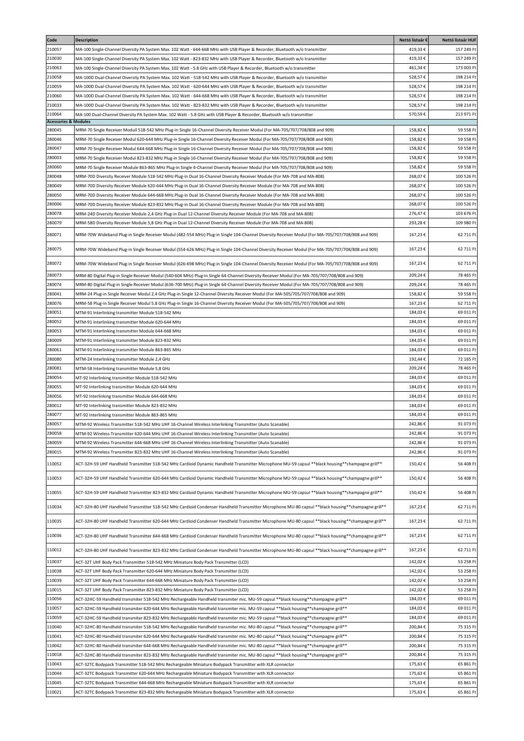| Code | Description | Nettó listaár € | Nettó listaár HUF |
|---|---|---|---|
| 210057 | MA-100 Single-Channel Diversity PA System Max. 102 Watt - 644-668 MHz with USB Player & Recorder, Bluetooth w/o transmitter | 419,33 € | 157 249 Ft |
| 210030 | MA-100 Single-Channel Diversity PA System Max. 102 Watt - 823-832 MHz with USB Player & Recorder, Bluetooth w/o transmitter | 419,33 € | 157 249 Ft |
| 210063 | MA-100 Single-Channel Diversity PA System Max. 102 Watt - 5.8 GHz with USB Player & Recorder, Bluetooth w/o transmitter | 461,34 € | 173 003 Ft |
| 210058 | MA-100D Dual-Channel Diversity PA System Max. 102 Watt - 518-542 MHz with USB Player & Recorder, Bluetooth w/o transmitter | 528,57 € | 198 214 Ft |
| 210059 | MA-100D Dual-Channel Diversity PA System Max. 102 Watt - 620-644 MHz with USB Player & Recorder, Bluetooth w/o transmitter | 528,57 € | 198 214 Ft |
| 210060 | MA-100D Dual-Channel Diversity PA System Max. 102 Watt - 644-668 MHz with USB Player & Recorder, Bluetooth w/o transmitter | 528,57 € | 198 214 Ft |
| 210033 | MA-100D Dual-Channel Diversity PA System Max. 102 Watt - 823-832 MHz with USB Player & Recorder, Bluetooth w/o transmitter | 528,57 € | 198 214 Ft |
| 210064 | MA-100 Dual-Channel Diversity PA System Max. 102 Watt - 5.8 GHz with USB Player & Recorder, Bluetooth w/o transmitter | 570,59 € | 213 971 Ft |
| **Acessories & Modules** | | | |
| 280045 | MRM-70 Single Receiver Modull 518-542 MHz Plug-in Single 16-Channel Diversity Receiver Modul (For MA-705/707/708/808 and 909) | 158,82 € | 59 558 Ft |
| 280046 | MRM-70 Single Receiver Modul 620-644 MHz Plug-in Single 16-Channel Diversity Receiver Modul (For MA-705/707/708/808 and 909) | 158,82 € | 59 558 Ft |
| 280047 | MRM-70 Single Receiver Modul 644-668 MHz Plug-in Single 16-Channel Diversity Receiver Modul (For MA-705/707/708/808 and 909) | 158,82 € | 59 558 Ft |
| 280003 | MRM-70 Single Receiver Modul 823-832 MHz Plug-in Single 16-Channel Diversity Receiver Modul (For MA-705/707/708/808 and 909) | 158,82 € | 59 558 Ft |
| 280060 | MRM-70 Single Receiver Module 863-865 MHz Plug-in Single 4-Channel Diversity Receiver Modul (For MA-705/707/708/808 and 909) | 158,82 € | 59 558 Ft |
| 280048 | MRM-70D Diversity Receiver Module 518-542 MHz Plug-in Dual 16-Channel Diversity Receiver Module (For MA-708 and MA-808) | 268,07 € | 100 526 Ft |
| 280049 | MRM-70D Diversity Receiver Module 620-644 MHz Plug-in Dual 16-Channel Diversity Receiver Module (For MA-708 and MA-808) | 268,07 € | 100 526 Ft |
| 280050 | MRM-70D Diversity Receiver Module 644-668 MHz Plug-in Dual 16-Channel Diversity Receiver Module (For MA-708 and MA-808) | 268,07 € | 100 526 Ft |
| 280006 | MRM-70D Diversity Receiver Module 823-832 MHz Plug-in Dual 16-Channel Diversity Receiver Module (For MA-708 and MA-808) | 268,07 € | 100 526 Ft |
| 280078 | MRM-24D Diversity Receiver Module 2,4 GHz Plug-in Dual 12-Channel Diversity Receiver Module (For MA-708 and MA-808) | 276,47 € | 103 676 Ft |
| 280079 | MRM-58D Diversity Receiver Module 5,8 GHz Plug-in Dual 12-Channel Diversity Receiver Module (For MA-708 and MA-808) | 293,28 € | 109 980 Ft |
| 280071 | MRM-70W Wideband Plug-in Single Receiver Modul (482-554 MHz) Plug-in Single 104-Channel Diversity Receiver Modul (For MA-705/707/708/808 and 909) | 167,23 € | 62 711 Ft |
| 280075 | MRM-70W Wideband Plug-in Single Receiver Modul (554-626 MHz) Plug-in Single 104-Channel Diversity Receiver Modul (For MA-705/707/708/808 and 909) | 167,23 € | 62 711 Ft |
| 280072 | MRM-70W Wideband Plug-in Single Receiver Modul (626-698 MHz) Plug-in Single 104-Channel Diversity Receiver Modul (For MA-705/707/708/808 and 909) | 167,23 € | 62 711 Ft |
| 280073 | MRM-80 Digital Plug-in Single Receiver Modul (540-604 MHz) Plug-in Single 64-Channel Diversity Receiver Modul (For MA-705/707/708/808 and 909) | 209,24 € | 78 465 Ft |
| 280074 | MRM-80 Digital Plug-in Single Receiver Modul (636-700 MHz) Plug-in Single 64-Channel Diversity Receiver Modul (For MA-705/707/708/808 and 909) | 209,24 € | 78 465 Ft |
| 280041 | MRM-24 Plug-in Single Receiver Modul 2.4 GHz Plug-in Single 12-Channel Diversity Receiver Modul (For MA-505/705/707/708/808 and 909) | 158,82 € | 59 558 Ft |
| 280076 | MRM-58 Plug-in Single Receiver Modul 5.8 GHz Plug-in Single 16-Channel Diversity Receiver Modul (For MA-505/705/707/708/808 and 909) | 167,23 € | 62 711 Ft |
| 280051 | MTM-91 Interlinking transmitter Module 518-542 MHz | 184,03 € | 69 011 Ft |
| 280052 | MTM-91 Interlinking transmitter Module 620-644 MHz | 184,03 € | 69 011 Ft |
| 280053 | MTM-91 Interlinking transmitter Module 644-668 MHz | 184,03 € | 69 011 Ft |
| 280009 | MTM-91 Interlinking transmitter Module 823-832 MHz | 184,03 € | 69 011 Ft |
| 280061 | MTM-91 Interlinking transmitter Module 863-865 MHz | 184,03 € | 69 011 Ft |
| 280080 | MTM-24 Interlinking transmitter Module 2,4 GHz | 192,44 € | 72 165 Ft |
| 280081 | MTM-58 Interlinking transmitter Module 5,8 GHz | 209,24 € | 78 465 Ft |
| 280054 | MT-92 Interlinking transmitter Module 518-542 MHz | 184,03 € | 69 011 Ft |
| 280055 | MT-92 Interlinking transmitter Module 620-644 MHz | 184,03 € | 69 011 Ft |
| 280056 | MT-92 Interlinking transmitter Module 644-668 MHz | 184,03 € | 69 011 Ft |
| 280012 | MT-92 Interlinking transmitter Module 823-832 MHz | 184,03 € | 69 011 Ft |
| 280077 | MT-92 Interlinking transmitter Module 863-865 MHz | 184,03 € | 69 011 Ft |
| 280057 | MTM-92 Wireless Transmitter 518-542 MHz UHF 16-Channel Wireless Interlinking Transmitter (Auto Scanable) | 242,86 € | 91 073 Ft |
| 280058 | MTM-92 Wireless Transmitter 620-644 MHz UHF 16-Channel Wireless Interlinking Transmitter (Auto Scanable) | 242,86 € | 91 073 Ft |
| 280059 | MTM-92 Wireless Transmitter 644-668 MHz UHF 16-Channel Wireless Interlinking Transmitter (Auto Scanable) | 242,86 € | 91 073 Ft |
| 280015 | MTM-92 Wireless Transmitter 823-832 MHz UHF 16-Channel Wireless Interlinking Transmitter (Auto Scanable) | 242,86 € | 91 073 Ft |
| 110052 | ACT-32H-59 UHF Handheld Transmitter 518-542 MHz Cardioid Dynamic Handheld Transmitter Microphone MU-59 capsul **black housing**champagne grill** | 150,42 € | 56 408 Ft |
| 110053 | ACT-32H-59 UHF Handheld Transmitter 620-644 MHz Cardioid Dynamic Handheld Transmitter Microphone MU-59 capsul **black housing**champagne grill** | 150,42 € | 56 408 Ft |
| 110055 | ACT-32H-59 UHF Handheld Transmitter 823-832 MHz Cardioid Dynamic Handheld Transmitter Microphone MU-59 capsul **black housing**champagne grill** | 150,42 € | 56 408 Ft |
| 110034 | ACT-32H-80 UHF Handheld Transmitter 518-542 MHz Cardioid Condenser Handheld Transmitter Microphone MU-80 capsul **black housing**champagne grill** | 167,23 € | 62 711 Ft |
| 110035 | ACT-32H-80 UHF Handheld Transmitter 620-644 MHz Cardioid Condenser Handheld Transmitter Microphone MU-80 capsul **black housing**champagne grill** | 167,23 € | 62 711 Ft |
| 110036 | ACT-32H-80 UHF Handheld Transmitter 644-668 MHz Cardioid Condenser Handheld Transmitter Microphone MU-80 capsul **black housing**champagne grill** | 167,23 € | 62 711 Ft |
| 110012 | ACT-32H-80 UHF Handheld Transmitter 823-832 MHz Cardioid Condenser Handheld Transmitter Microphone MU-80 capsul **black housing**champagne grill** | 167,23 € | 62 711 Ft |
| 110037 | ACT-32T UHF Body Pack Transmitter 518-542 MHz Miniature Body Pack Transmitter (LCD) | 142,02 € | 53 258 Ft |
| 110038 | ACT-32T UHF Body Pack Transmitter 620-644 MHz Miniature Body Pack Transmitter (LCD) | 142,02 € | 53 258 Ft |
| 110039 | ACT-32T UHF Body Pack Transmitter 644-668 MHz Miniature Body Pack Transmitter (LCD) | 142,02 € | 53 258 Ft |
| 110015 | ACT-32T UHF Body Pack Transmitter 823-832 MHz Miniature Body Pack Transmitter (LCD) | 142,02 € | 53 258 Ft |
| 110056 | ACT-32HC-59 Handheld transmiter 518-542 MHz Rechargeable Handheld transmiter mic. MU-59 capsul **black housing**champagne grill** | 184,03 € | 69 011 Ft |
| 110057 | ACT-32HC-59 Handheld transmiter 620-644 MHz Rechargeable Handheld transmiter mic. MU-59 capsul **black housing**champagne grill** | 184,03 € | 69 011 Ft |
| 110059 | ACT-32HC-59 Handheld transmiter 823-832 MHz Rechargeable Handheld transmiter mic. MU-59 capsul **black housing**champagne grill** | 184,03 € | 69 011 Ft |
| 110040 | ACT-32HC-80 Handheld transmiter 518-542 MHz Rechargeable Handheld transmiter mic. MU-80 capsul **black housing**champagne grill** | 200,84 € | 75 315 Ft |
| 110041 | ACT-32HC-80 Handheld transmiter 620-644 MHz Rechargeable Handheld transmiter mic. MU-80 capsul **black housing**champagne grill** | 200,84 € | 75 315 Ft |
| 110042 | ACT-32HC-80 Handheld transmiter 644-668 MHz Rechargeable Handheld transmiter mic. MU-80 capsul **black housing**champagne grill** | 200,84 € | 75 315 Ft |
| 110018 | ACT-32HC-80 Handheld transmiter 823-832 MHz Rechargeable Handheld transmiter mic. MU-80 capsul **black housing**champagne grill** | 200,84 € | 75 315 Ft |
| 110043 | ACT-32TC Bodypack Transmitter 518-542 MHz Rechargeable Miniature Bodypack Transmitter with XLR connector | 175,63 € | 65 861 Ft |
| 110044 | ACT-32TC Bodypack Transmitter 620-644 MHz Rechargeable Miniature Bodypack Transmitter with XLR connector | 175,63 € | 65 861 Ft |
| 110045 | ACT-32TC Bodypack Transmitter 644-668 MHz Rechargeable Miniature Bodypack Transmitter with XLR connector | 175,63 € | 65 861 Ft |
| 110021 | ACT-32TC Bodypack Transmitter 823-832 MHz Rechargeable Miniature Bodypack Transmitter with XLR connector | 175,63 € | 65 861 Ft |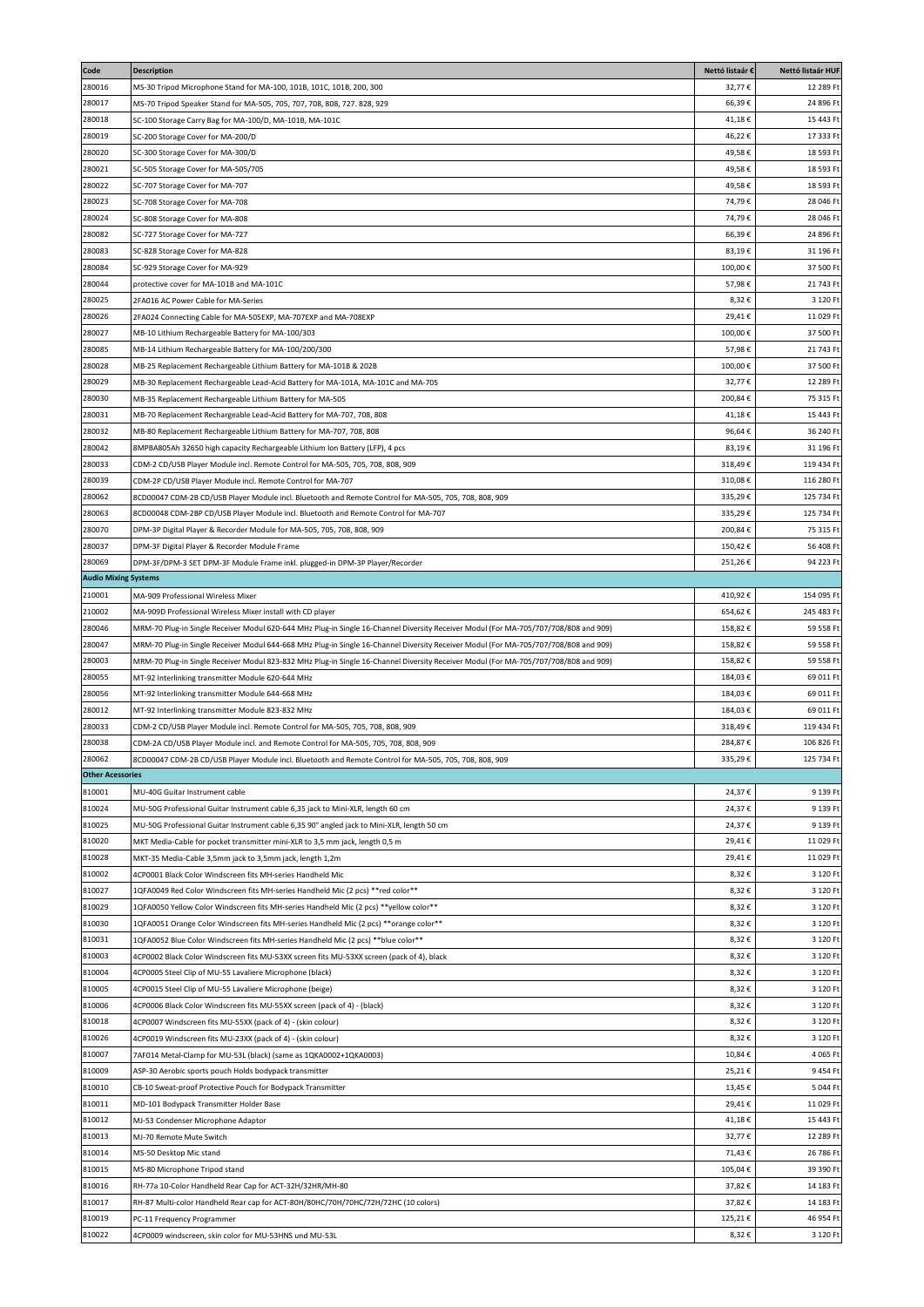| Code | Description | Nettó listaár € | Nettó listaár HUF |
|---|---|---|---|
| 280016 | MS-30 Tripod Microphone Stand for MA-100, 101B, 101C, 101B, 200, 300 | 32,77 € | 12 289 Ft |
| 280017 | MS-70 Tripod Speaker Stand for MA-505, 705, 707, 708, 808, 727. 828, 929 | 66,39 € | 24 896 Ft |
| 280018 | SC-100 Storage Carry Bag for MA-100/D, MA-101B, MA-101C | 41,18 € | 15 443 Ft |
| 280019 | SC-200 Storage Cover for MA-200/D | 46,22 € | 17 333 Ft |
| 280020 | SC-300 Storage Cover for MA-300/D | 49,58 € | 18 593 Ft |
| 280021 | SC-505 Storage Cover for MA-505/705 | 49,58 € | 18 593 Ft |
| 280022 | SC-707 Storage Cover for MA-707 | 49,58 € | 18 593 Ft |
| 280023 | SC-708 Storage Cover for MA-708 | 74,79 € | 28 046 Ft |
| 280024 | SC-808 Storage Cover for MA-808 | 74,79 € | 28 046 Ft |
| 280082 | SC-727 Storage Cover for MA-727 | 66,39 € | 24 896 Ft |
| 280083 | SC-828 Storage Cover for MA-828 | 83,19 € | 31 196 Ft |
| 280084 | SC-929 Storage Cover for MA-929 | 100,00 € | 37 500 Ft |
| 280044 | protective cover for MA-101B and MA-101C | 57,98 € | 21 743 Ft |
| 280025 | 2FA016 AC Power Cable for MA-Series | 8,32 € | 3 120 Ft |
| 280026 | 2FA024 Connecting Cable for MA-505EXP, MA-707EXP and MA-708EXP | 29,41 € | 11 029 Ft |
| 280027 | MB-10 Lithium Rechargeable Battery for MA-100/303 | 100,00 € | 37 500 Ft |
| 280085 | MB-14 Lithium Rechargeable Battery for MA-100/200/300 | 57,98 € | 21 743 Ft |
| 280028 | MB-25 Replacement Rechargeable Lithium Battery for MA-101B & 202B | 100,00 € | 37 500 Ft |
| 280029 | MB-30 Replacement Rechargeable Lead-Acid Battery for MA-101A, MA-101C and MA-705 | 32,77 € | 12 289 Ft |
| 280030 | MB-35 Replacement Rechargeable Lithium Battery for MA-505 | 200,84 € | 75 315 Ft |
| 280031 | MB-70 Replacement Rechargeable Lead-Acid Battery for MA-707, 708, 808 | 41,18 € | 15 443 Ft |
| 280032 | MB-80 Replacement Rechargeable Lithium Battery for MA-707, 708, 808 | 96,64 € | 36 240 Ft |
| 280042 | 8MPBA805Ah 32650 high capacity Rechargeable Lithium Ion Battery (LFP), 4 pcs | 83,19 € | 31 196 Ft |
| 280033 | CDM-2 CD/USB Player Module incl. Remote Control for MA-505, 705, 708, 808, 909 | 318,49 € | 119 434 Ft |
| 280039 | CDM-2P CD/USB Player Module incl. Remote Control for MA-707 | 310,08 € | 116 280 Ft |
| 280062 | 8CD00047 CDM-2B CD/USB Player Module incl. Bluetooth and Remote Control for MA-505, 705, 708, 808, 909 | 335,29 € | 125 734 Ft |
| 280063 | 8CD00048 CDM-2BP CD/USB Player Module incl. Bluetooth and Remote Control for MA-707 | 335,29 € | 125 734 Ft |
| 280070 | DPM-3P Digital Player & Recorder Module for MA-505, 705, 708, 808, 909 | 200,84 € | 75 315 Ft |
| 280037 | DPM-3F Digital Player & Recorder Module Frame | 150,42 € | 56 408 Ft |
| 280069 | DPM-3F/DPM-3 SET DPM-3F Module Frame inkl. plugged-in DPM-3P Player/Recorder | 251,26 € | 94 223 Ft |
| **Audio Mixing Systems** | | | |
| 210001 | MA-909 Professional Wireless Mixer | 410,92 € | 154 095 Ft |
| 210002 | MA-909D Professional Wireless Mixer install with CD player | 654,62 € | 245 483 Ft |
| 280046 | MRM-70 Plug-in Single Receiver Modul 620-644 MHz Plug-in Single 16-Channel Diversity Receiver Modul (For MA-705/707/708/808 and 909) | 158,82 € | 59 558 Ft |
| 280047 | MRM-70 Plug-in Single Receiver Modul 644-668 MHz Plug-in Single 16-Channel Diversity Receiver Modul (For MA-705/707/708/808 and 909) | 158,82 € | 59 558 Ft |
| 280003 | MRM-70 Plug-in Single Receiver Modul 823-832 MHz Plug-in Single 16-Channel Diversity Receiver Modul (For MA-705/707/708/808 and 909) | 158,82 € | 59 558 Ft |
| 280055 | MT-92 Interlinking transmitter Module 620-644 MHz | 184,03 € | 69 011 Ft |
| 280056 | MT-92 Interlinking transmitter Module 644-668 MHz | 184,03 € | 69 011 Ft |
| 280012 | MT-92 Interlinking transmitter Module 823-832 MHz | 184,03 € | 69 011 Ft |
| 280033 | CDM-2 CD/USB Player Module incl. Remote Control for MA-505, 705, 708, 808, 909 | 318,49 € | 119 434 Ft |
| 280038 | CDM-2A CD/USB Player Module incl. and Remote Control for MA-505, 705, 708, 808, 909 | 284,87 € | 106 826 Ft |
| 280062 | 8CD00047 CDM-2B CD/USB Player Module incl. Bluetooth and Remote Control for MA-505, 705, 708, 808, 909 | 335,29 € | 125 734 Ft |
| **Other Acessories** | | | |
| 810001 | MU-40G Guitar Instrument cable | 24,37 € | 9 139 Ft |
| 810024 | MU-50G Professional Guitar Instrument cable 6,35 jack to Mini-XLR, length 60 cm | 24,37 € | 9 139 Ft |
| 810025 | MU-50G Professional Guitar Instrument cable 6,35 90° angled jack to Mini-XLR, length 50 cm | 24,37 € | 9 139 Ft |
| 810020 | MKT Media-Cable for pocket transmitter mini-XLR to 3,5 mm jack, length 0,5 m | 29,41 € | 11 029 Ft |
| 810028 | MKT-35 Media-Cable 3,5mm jack to 3,5mm jack, length 1,2m | 29,41 € | 11 029 Ft |
| 810002 | 4CP0001 Black Color Windscreen fits MH-series Handheld Mic | 8,32 € | 3 120 Ft |
| 810027 | 1QFA0049 Red Color Windscreen fits MH-series Handheld Mic (2 pcs) **red color** | 8,32 € | 3 120 Ft |
| 810029 | 1QFA0050 Yellow Color Windscreen fits MH-series Handheld Mic (2 pcs) **yellow color** | 8,32 € | 3 120 Ft |
| 810030 | 1QFA0051 Orange Color Windscreen fits MH-series Handheld Mic (2 pcs) **orange color** | 8,32 € | 3 120 Ft |
| 810031 | 1QFA0052 Blue Color Windscreen fits MH-series Handheld Mic (2 pcs) **blue color** | 8,32 € | 3 120 Ft |
| 810003 | 4CP0002 Black Color Windscreen fits MU-53XX screen fits MU-53XX screen (pack of 4), black | 8,32 € | 3 120 Ft |
| 810004 | 4CP0005 Steel Clip of MU-55 Lavaliere Microphone (black) | 8,32 € | 3 120 Ft |
| 810005 | 4CP0015 Steel Clip of MU-55 Lavaliere Microphone (beige) | 8,32 € | 3 120 Ft |
| 810006 | 4CP0006 Black Color Windscreen fits MU-55XX screen (pack of 4) - (black) | 8,32 € | 3 120 Ft |
| 810018 | 4CP0007 Windscreen fits MU-55XX (pack of 4) - (skin colour) | 8,32 € | 3 120 Ft |
| 810026 | 4CP0019 Windscreen fits MU-23XX (pack of 4) - (skin colour) | 8,32 € | 3 120 Ft |
| 810007 | 7AF014 Metal-Clamp for MU-53L (black) (same as 1QKA0002+1QKA0003) | 10,84 € | 4 065 Ft |
| 810009 | ASP-30 Aerobic sports pouch Holds bodypack transmitter | 25,21 € | 9 454 Ft |
| 810010 | CB-10 Sweat-proof Protective Pouch for Bodypack Transmitter | 13,45 € | 5 044 Ft |
| 810011 | MD-101 Bodypack Transmitter Holder Base | 29,41 € | 11 029 Ft |
| 810012 | MJ-53 Condenser Microphone Adaptor | 41,18 € | 15 443 Ft |
| 810013 | MJ-70 Remote Mute Switch | 32,77 € | 12 289 Ft |
| 810014 | MS-50 Desktop Mic stand | 71,43 € | 26 786 Ft |
| 810015 | MS-80 Microphone Tripod stand | 105,04 € | 39 390 Ft |
| 810016 | RH-77a 10-Color Handheld Rear Cap for ACT-32H/32HR/MH-80 | 37,82 € | 14 183 Ft |
| 810017 | RH-87 Multi-color Handheld Rear cap for ACT-80H/80HC/70H/70HC/72H/72HC (10 colors) | 37,82 € | 14 183 Ft |
| 810019 | PC-11 Frequency Programmer | 125,21 € | 46 954 Ft |
| 810022 | 4CP0009 windscreen, skin color for MU-53HNS und MU-53L | 8,32 € | 3 120 Ft |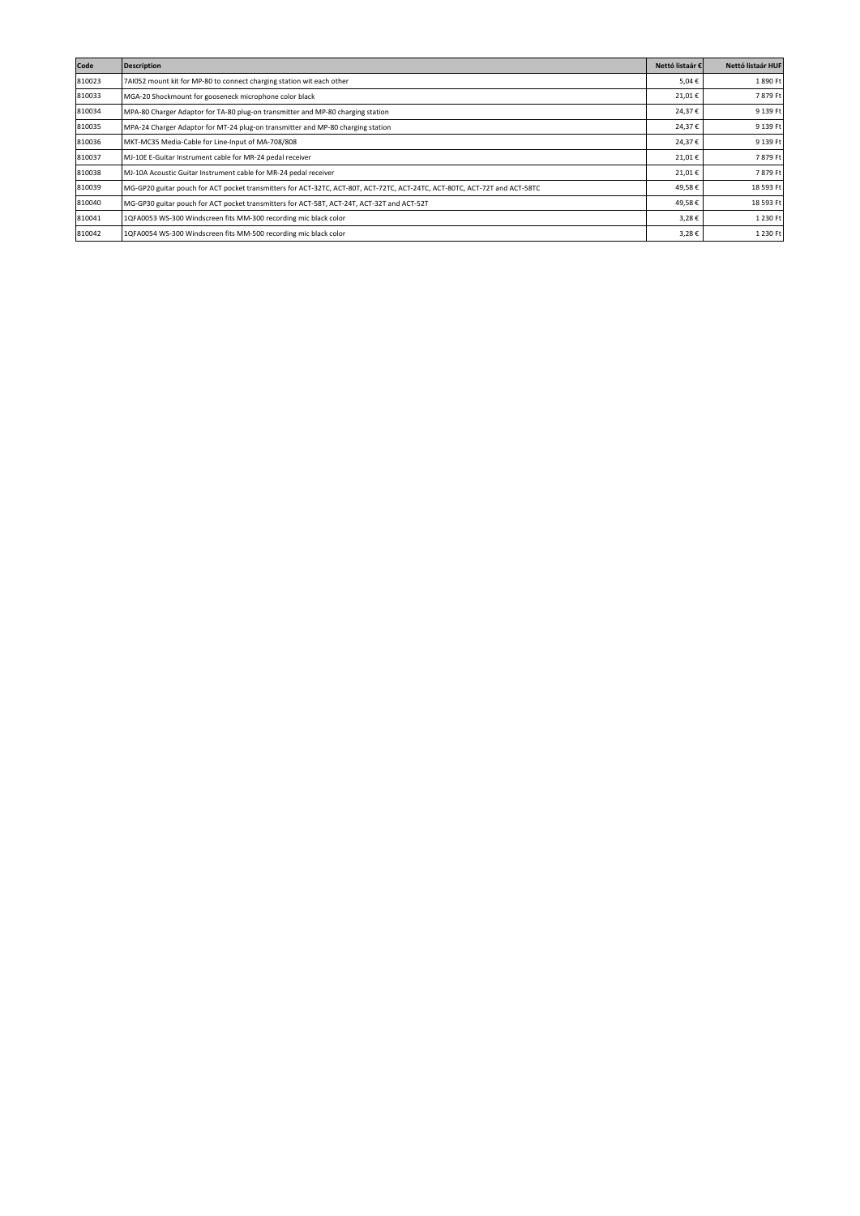| Code | Description | Nettó listaár € | Nettó listaár HUF |
| --- | --- | --- | --- |
| 810023 | 7AI052 mount kit for MP-80 to connect charging station wit each other | 5,04 € | 1 890 Ft |
| 810033 | MGA-20 Shockmount for gooseneck microphone color black | 21,01 € | 7 879 Ft |
| 810034 | MPA-80 Charger Adaptor for TA-80 plug-on transmitter and MP-80 charging station | 24,37 € | 9 139 Ft |
| 810035 | MPA-24 Charger Adaptor for MT-24 plug-on transmitter and MP-80 charging station | 24,37 € | 9 139 Ft |
| 810036 | MKT-MC35 Media-Cable for Line-Input of MA-708/808 | 24,37 € | 9 139 Ft |
| 810037 | MJ-10E E-Guitar Instrument cable for MR-24 pedal receiver | 21,01 € | 7 879 Ft |
| 810038 | MJ-10A Acoustic Guitar Instrument cable for MR-24 pedal receiver | 21,01 € | 7 879 Ft |
| 810039 | MG-GP20 guitar pouch for ACT pocket transmitters for ACT-32TC, ACT-80T, ACT-72TC, ACT-24TC, ACT-80TC, ACT-72T and ACT-58TC | 49,58 € | 18 593 Ft |
| 810040 | MG-GP30 guitar pouch for ACT pocket transmitters for ACT-58T, ACT-24T, ACT-32T and ACT-52T | 49,58 € | 18 593 Ft |
| 810041 | 1QFA0053 WS-300 Windscreen fits MM-300 recording mic black color | 3,28 € | 1 230 Ft |
| 810042 | 1QFA0054 WS-300 Windscreen fits MM-500 recording mic black color | 3,28 € | 1 230 Ft |